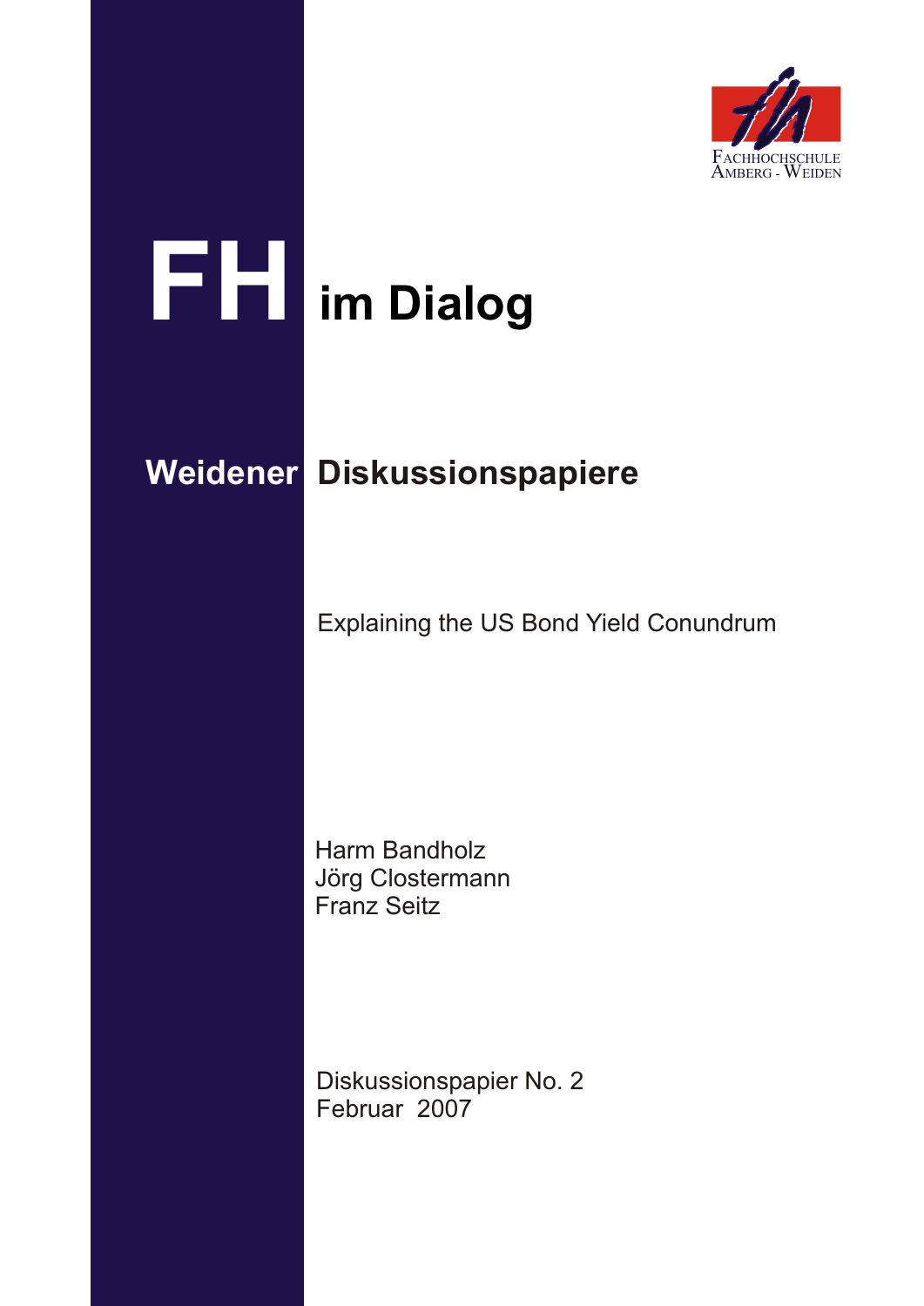Fachhochschule Amberg - Weiden

# FH im Dialog

## Weidener Diskussionspapiere

Explaining the US Bond Yield Conundrum

Harm Bandholz
Jörg Clostermann
Franz Seitz

Diskussionspapier No. 2
Februar 2007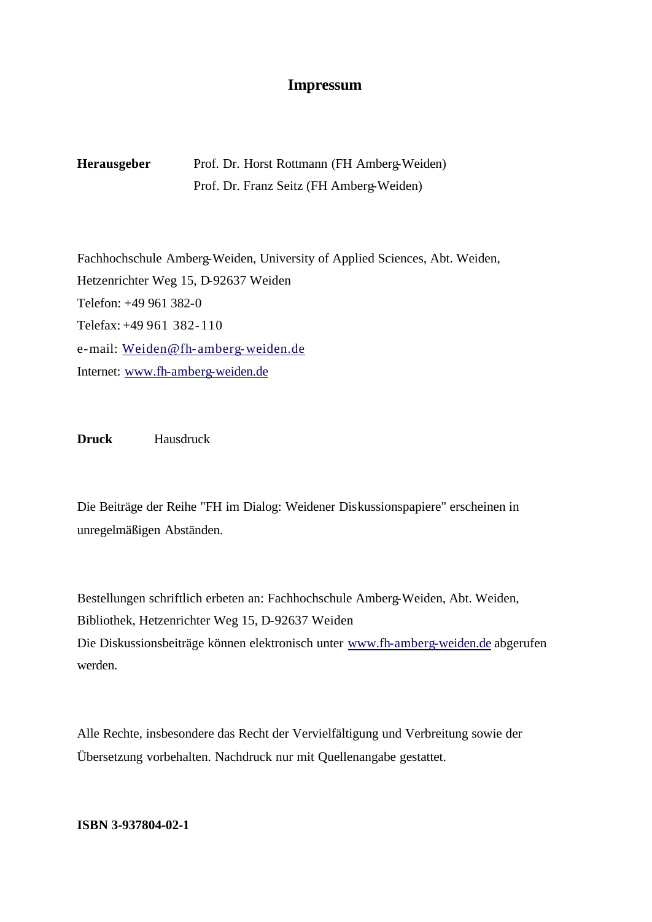# Impressum

**Herausgeber** Prof. Dr. Horst Rottmann (FH Amberg-Weiden)
Prof. Dr. Franz Seitz (FH Amberg-Weiden)

Fachhochschule Amberg-Weiden, University of Applied Sciences, Abt. Weiden,
Hetzenrichter Weg 15, D-92637 Weiden
Telefon: +49 961 382-0
Telefax: +49 961 382-110
e-mail: Weiden@fh-amberg-weiden.de
Internet: www.fh-amberg-weiden.de

**Druck** Hausdruck

Die Beiträge der Reihe "FH im Dialog: Weidener Diskussionspapiere" erscheinen in unregelmäßigen Abständen.

Bestellungen schriftlich erbeten an: Fachhochschule Amberg-Weiden, Abt. Weiden, Bibliothek, Hetzenrichter Weg 15, D-92637 Weiden
Die Diskussionsbeiträge können elektronisch unter www.fh-amberg-weiden.de abgerufen werden.

Alle Rechte, insbesondere das Recht der Vervielfältigung und Verbreitung sowie der Übersetzung vorbehalten. Nachdruck nur mit Quellenangabe gestattet.

**ISBN 3-937804-02-1**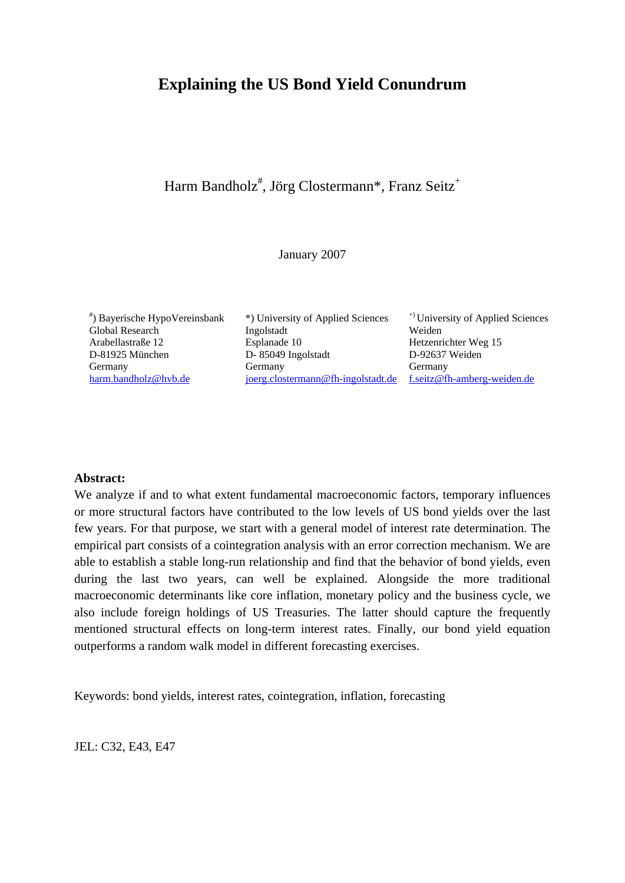# Explaining the US Bond Yield Conundrum

Harm Bandholz[#], Jörg Clostermann*, Franz Seitz[+]

January 2007

[#]) Bayerische HypoVereinsbank
Global Research
Arabellastraße 12
D-81925 München
Germany
harm.bandholz@hvb.de

*) University of Applied Sciences
Ingolstadt
Esplanade 10
D- 85049 Ingolstadt
Germany
joerg.clostermann@fh-ingolstadt.de

[+]) University of Applied Sciences
Weiden
Hetzenrichter Weg 15
D-92637 Weiden
Germany
f.seitz@fh-amberg-weiden.de

**Abstract:**

We analyze if and to what extent fundamental macroeconomic factors, temporary influences or more structural factors have contributed to the low levels of US bond yields over the last few years. For that purpose, we start with a general model of interest rate determination. The empirical part consists of a cointegration analysis with an error correction mechanism. We are able to establish a stable long-run relationship and find that the behavior of bond yields, even during the last two years, can well be explained. Alongside the more traditional macroeconomic determinants like core inflation, monetary policy and the business cycle, we also include foreign holdings of US Treasuries. The latter should capture the frequently mentioned structural effects on long-term interest rates. Finally, our bond yield equation outperforms a random walk model in different forecasting exercises.

Keywords: bond yields, interest rates, cointegration, inflation, forecasting

JEL: C32, E43, E47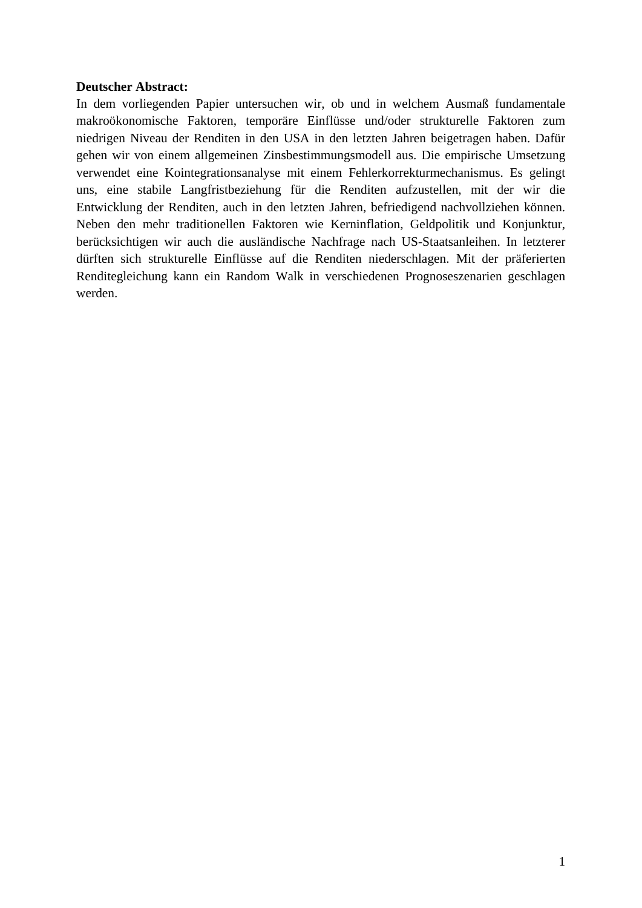**Deutscher Abstract:**

In dem vorliegenden Papier untersuchen wir, ob und in welchem Ausmaß fundamentale makroökonomische Faktoren, temporäre Einflüsse und/oder strukturelle Faktoren zum niedrigen Niveau der Renditen in den USA in den letzten Jahren beigetragen haben. Dafür gehen wir von einem allgemeinen Zinsbestimmungsmodell aus. Die empirische Umsetzung verwendet eine Kointegrationsanalyse mit einem Fehlerkorrekturmechanismus. Es gelingt uns, eine stabile Langfristbeziehung für die Renditen aufzustellen, mit der wir die Entwicklung der Renditen, auch in den letzten Jahren, befriedigend nachvollziehen können. Neben den mehr traditionellen Faktoren wie Kerninflation, Geldpolitik und Konjunktur, berücksichtigen wir auch die ausländische Nachfrage nach US-Staatsanleihen. In letzterer dürften sich strukturelle Einflüsse auf die Renditen niederschlagen. Mit der präferierten Renditegleichung kann ein Random Walk in verschiedenen Prognoseszenarien geschlagen werden.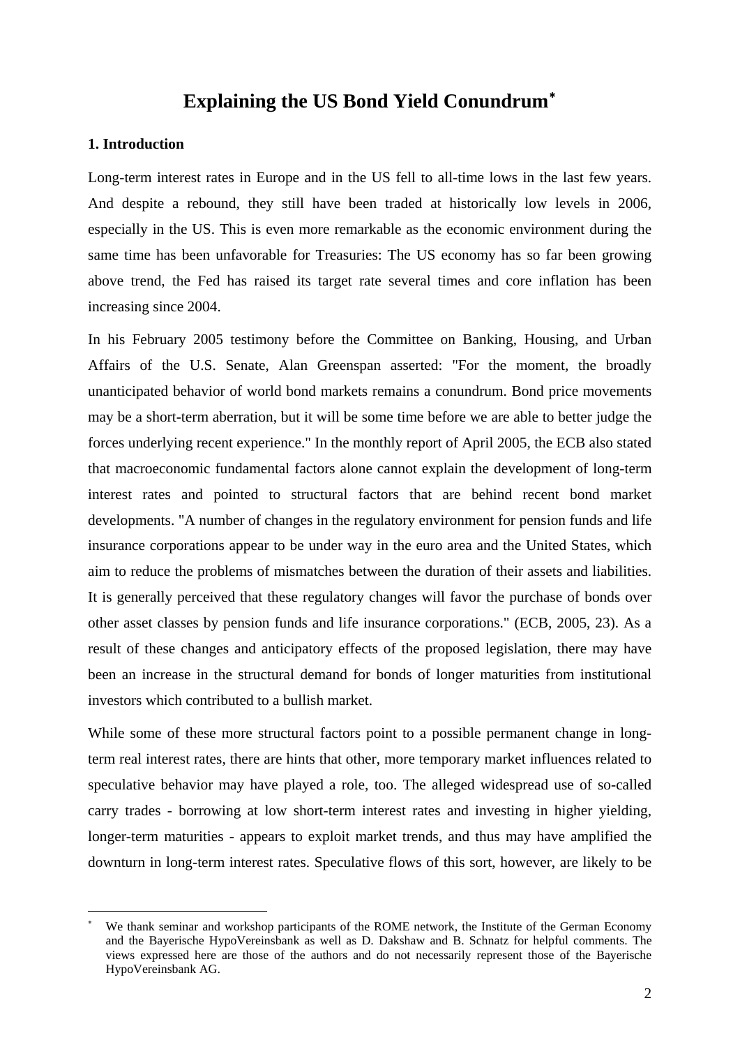# Explaining the US Bond Yield Conundrum*

## 1. Introduction

Long-term interest rates in Europe and in the US fell to all-time lows in the last few years. And despite a rebound, they still have been traded at historically low levels in 2006, especially in the US. This is even more remarkable as the economic environment during the same time has been unfavorable for Treasuries: The US economy has so far been growing above trend, the Fed has raised its target rate several times and core inflation has been increasing since 2004.

In his February 2005 testimony before the Committee on Banking, Housing, and Urban Affairs of the U.S. Senate, Alan Greenspan asserted: "For the moment, the broadly unanticipated behavior of world bond markets remains a conundrum. Bond price movements may be a short-term aberration, but it will be some time before we are able to better judge the forces underlying recent experience." In the monthly report of April 2005, the ECB also stated that macroeconomic fundamental factors alone cannot explain the development of long-term interest rates and pointed to structural factors that are behind recent bond market developments. "A number of changes in the regulatory environment for pension funds and life insurance corporations appear to be under way in the euro area and the United States, which aim to reduce the problems of mismatches between the duration of their assets and liabilities. It is generally perceived that these regulatory changes will favor the purchase of bonds over other asset classes by pension funds and life insurance corporations." (ECB, 2005, 23). As a result of these changes and anticipatory effects of the proposed legislation, there may have been an increase in the structural demand for bonds of longer maturities from institutional investors which contributed to a bullish market.

While some of these more structural factors point to a possible permanent change in long-term real interest rates, there are hints that other, more temporary market influences related to speculative behavior may have played a role, too. The alleged widespread use of so-called carry trades - borrowing at low short-term interest rates and investing in higher yielding, longer-term maturities - appears to exploit market trends, and thus may have amplified the downturn in long-term interest rates. Speculative flows of this sort, however, are likely to be

---

* We thank seminar and workshop participants of the ROME network, the Institute of the German Economy and the Bayerische HypoVereinsbank as well as D. Dakshaw and B. Schnatz for helpful comments. The views expressed here are those of the authors and do not necessarily represent those of the Bayerische HypoVereinsbank AG.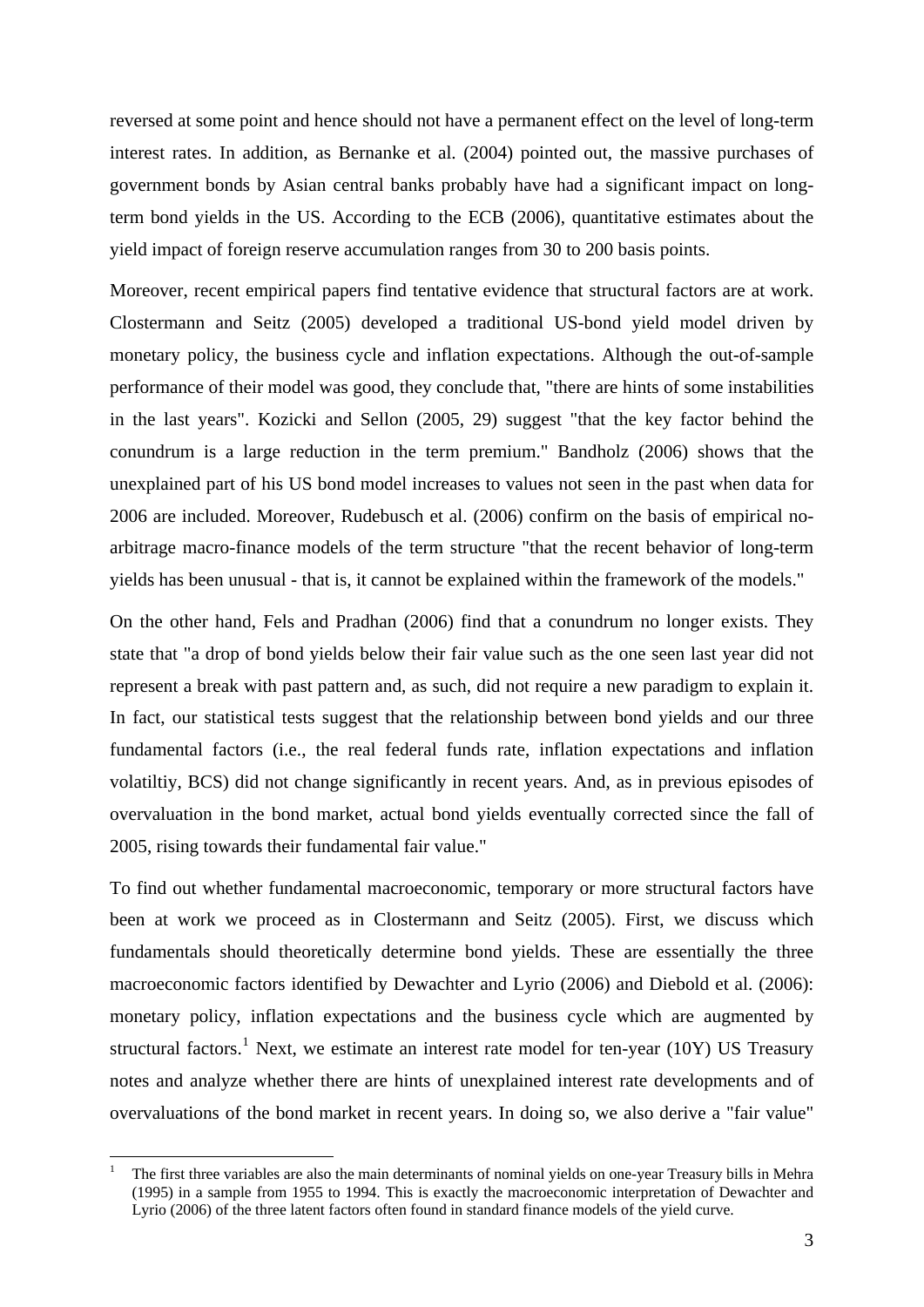reversed at some point and hence should not have a permanent effect on the level of long-term interest rates. In addition, as Bernanke et al. (2004) pointed out, the massive purchases of government bonds by Asian central banks probably have had a significant impact on long-term bond yields in the US. According to the ECB (2006), quantitative estimates about the yield impact of foreign reserve accumulation ranges from 30 to 200 basis points.

Moreover, recent empirical papers find tentative evidence that structural factors are at work. Clostermann and Seitz (2005) developed a traditional US-bond yield model driven by monetary policy, the business cycle and inflation expectations. Although the out-of-sample performance of their model was good, they conclude that, "there are hints of some instabilities in the last years". Kozicki and Sellon (2005, 29) suggest "that the key factor behind the conundrum is a large reduction in the term premium." Bandholz (2006) shows that the unexplained part of his US bond model increases to values not seen in the past when data for 2006 are included. Moreover, Rudebusch et al. (2006) confirm on the basis of empirical no-arbitrage macro-finance models of the term structure "that the recent behavior of long-term yields has been unusual - that is, it cannot be explained within the framework of the models."

On the other hand, Fels and Pradhan (2006) find that a conundrum no longer exists. They state that "a drop of bond yields below their fair value such as the one seen last year did not represent a break with past pattern and, as such, did not require a new paradigm to explain it. In fact, our statistical tests suggest that the relationship between bond yields and our three fundamental factors (i.e., the real federal funds rate, inflation expectations and inflation volatiltiy, BCS) did not change significantly in recent years. And, as in previous episodes of overvaluation in the bond market, actual bond yields eventually corrected since the fall of 2005, rising towards their fundamental fair value."

To find out whether fundamental macroeconomic, temporary or more structural factors have been at work we proceed as in Clostermann and Seitz (2005). First, we discuss which fundamentals should theoretically determine bond yields. These are essentially the three macroeconomic factors identified by Dewachter and Lyrio (2006) and Diebold et al. (2006): monetary policy, inflation expectations and the business cycle which are augmented by structural factors.[1] Next, we estimate an interest rate model for ten-year (10Y) US Treasury notes and analyze whether there are hints of unexplained interest rate developments and of overvaluations of the bond market in recent years. In doing so, we also derive a "fair value"

[1] The first three variables are also the main determinants of nominal yields on one-year Treasury bills in Mehra (1995) in a sample from 1955 to 1994. This is exactly the macroeconomic interpretation of Dewachter and Lyrio (2006) of the three latent factors often found in standard finance models of the yield curve.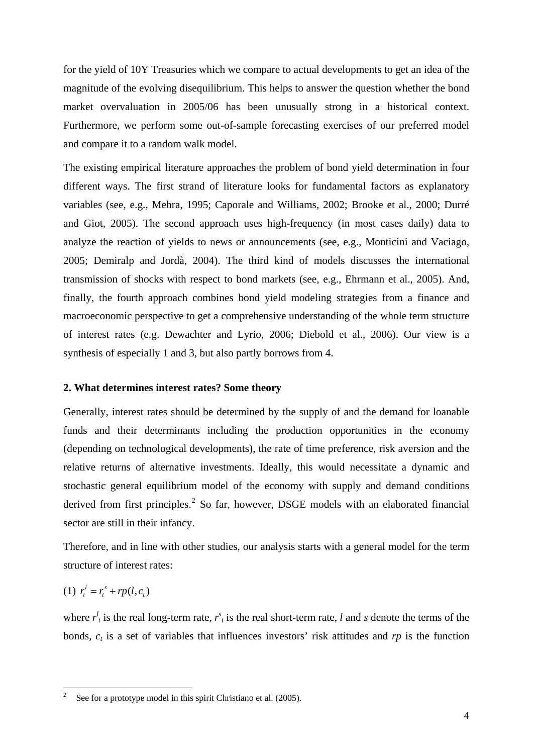for the yield of 10Y Treasuries which we compare to actual developments to get an idea of the magnitude of the evolving disequilibrium. This helps to answer the question whether the bond market overvaluation in 2005/06 has been unusually strong in a historical context. Furthermore, we perform some out-of-sample forecasting exercises of our preferred model and compare it to a random walk model.

The existing empirical literature approaches the problem of bond yield determination in four different ways. The first strand of literature looks for fundamental factors as explanatory variables (see, e.g., Mehra, 1995; Caporale and Williams, 2002; Brooke et al., 2000; Durré and Giot, 2005). The second approach uses high-frequency (in most cases daily) data to analyze the reaction of yields to news or announcements (see, e.g., Monticini and Vaciago, 2005; Demiralp and Jordà, 2004). The third kind of models discusses the international transmission of shocks with respect to bond markets (see, e.g., Ehrmann et al., 2005). And, finally, the fourth approach combines bond yield modeling strategies from a finance and macroeconomic perspective to get a comprehensive understanding of the whole term structure of interest rates (e.g. Dewachter and Lyrio, 2006; Diebold et al., 2006). Our view is a synthesis of especially 1 and 3, but also partly borrows from 4.

## 2. What determines interest rates? Some theory

Generally, interest rates should be determined by the supply of and the demand for loanable funds and their determinants including the production opportunities in the economy (depending on technological developments), the rate of time preference, risk aversion and the relative returns of alternative investments. Ideally, this would necessitate a dynamic and stochastic general equilibrium model of the economy with supply and demand conditions derived from first principles.[2] So far, however, DSGE models with an elaborated financial sector are still in their infancy.

Therefore, and in line with other studies, our analysis starts with a general model for the term structure of interest rates:

(1) $r_t^l = r_t^s + rp(l, c_t)$

where $r^l_t$ is the real long-term rate, $r^s_t$ is the real short-term rate, $l$ and $s$ denote the terms of the bonds, $c_t$ is a set of variables that influences investors' risk attitudes and $rp$ is the function

---

[2] See for a prototype model in this spirit Christiano et al. (2005).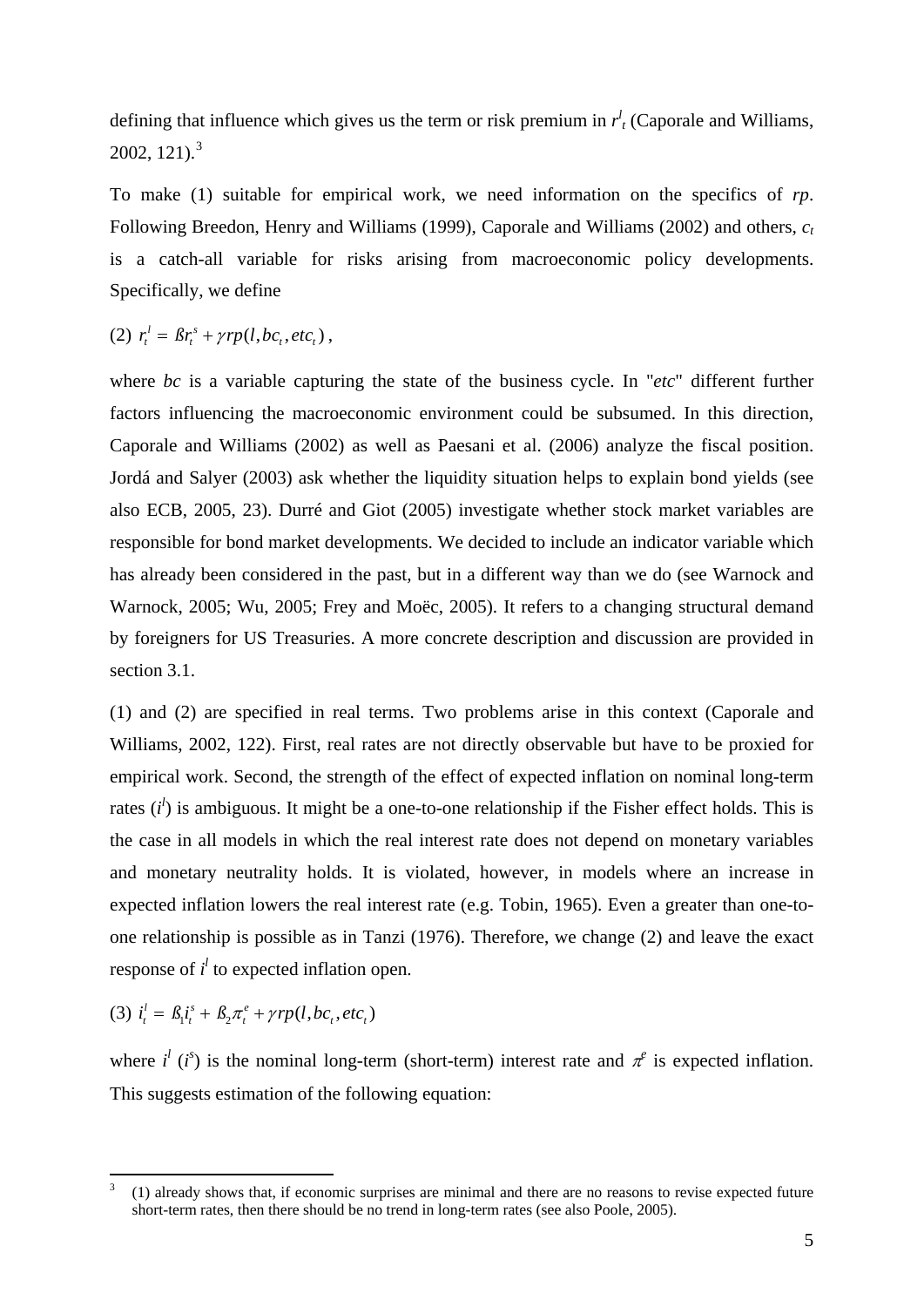defining that influence which gives us the term or risk premium in $r^l_t$ (Caporale and Williams, 2002, 121).[3]

To make (1) suitable for empirical work, we need information on the specifics of *rp*. Following Breedon, Henry and Williams (1999), Caporale and Williams (2002) and others, $c_t$ is a catch-all variable for risks arising from macroeconomic policy developments. Specifically, we define

$$(2)\ r_t^l = ßr_t^s + \gamma rp(l, bc_t, etc_t),$$

where *bc* is a variable capturing the state of the business cycle. In "*etc*" different further factors influencing the macroeconomic environment could be subsumed. In this direction, Caporale and Williams (2002) as well as Paesani et al. (2006) analyze the fiscal position. Jordá and Salyer (2003) ask whether the liquidity situation helps to explain bond yields (see also ECB, 2005, 23). Durré and Giot (2005) investigate whether stock market variables are responsible for bond market developments. We decided to include an indicator variable which has already been considered in the past, but in a different way than we do (see Warnock and Warnock, 2005; Wu, 2005; Frey and Moëc, 2005). It refers to a changing structural demand by foreigners for US Treasuries. A more concrete description and discussion are provided in section 3.1.

(1) and (2) are specified in real terms. Two problems arise in this context (Caporale and Williams, 2002, 122). First, real rates are not directly observable but have to be proxied for empirical work. Second, the strength of the effect of expected inflation on nominal long-term rates ($i^l$) is ambiguous. It might be a one-to-one relationship if the Fisher effect holds. This is the case in all models in which the real interest rate does not depend on monetary variables and monetary neutrality holds. It is violated, however, in models where an increase in expected inflation lowers the real interest rate (e.g. Tobin, 1965). Even a greater than one-to-one relationship is possible as in Tanzi (1976). Therefore, we change (2) and leave the exact response of $i^l$ to expected inflation open.

$$(3)\ i_t^l = ß_1 i_t^s + ß_2 \pi_t^e + \gamma rp(l, bc_t, etc_t)$$

where $i^l$ ($i^s$) is the nominal long-term (short-term) interest rate and $\pi^e$ is expected inflation. This suggests estimation of the following equation:

---

[3] (1) already shows that, if economic surprises are minimal and there are no reasons to revise expected future short-term rates, then there should be no trend in long-term rates (see also Poole, 2005).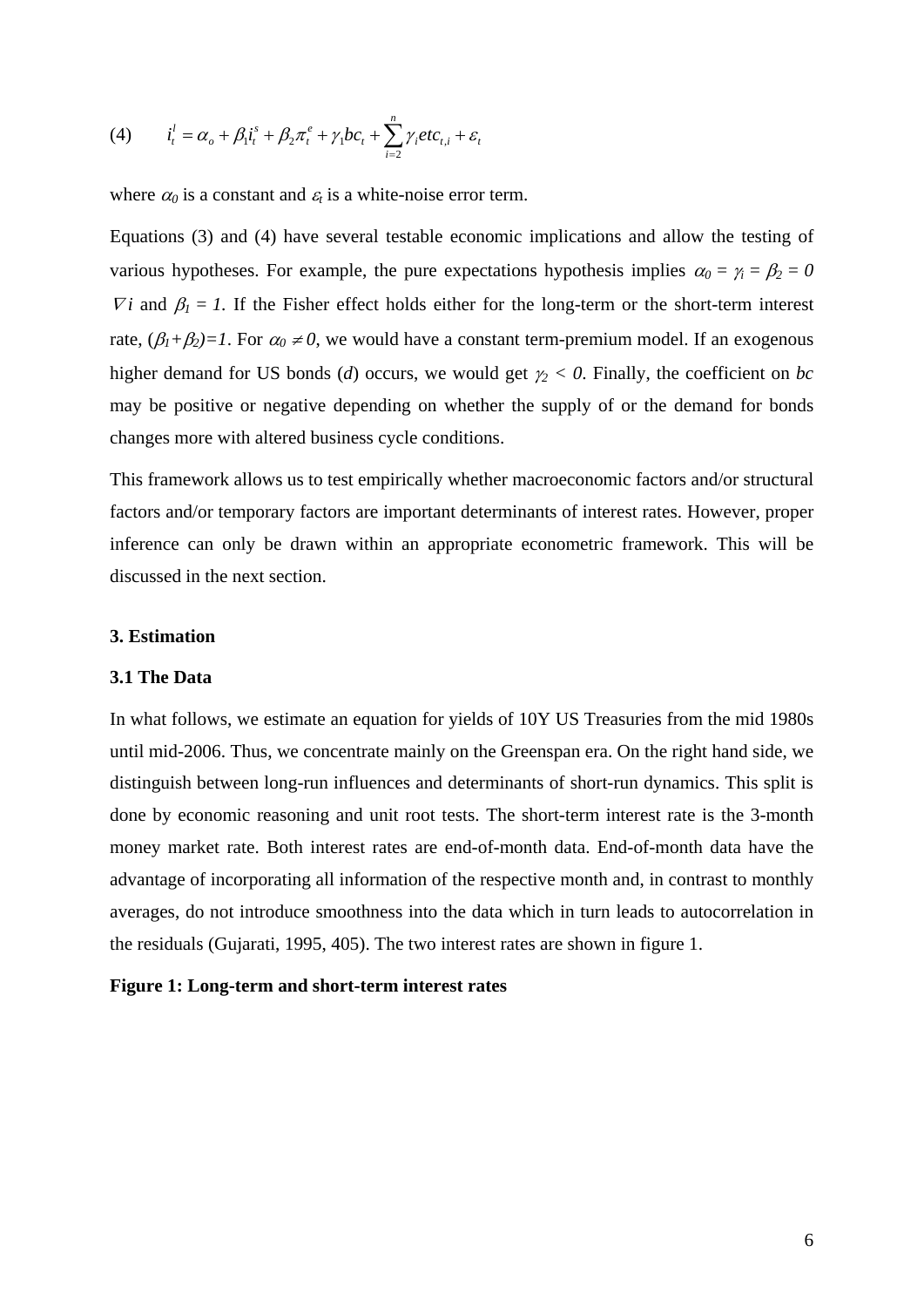$$(4) \qquad i_t^l = \alpha_o + \beta_1 i_t^s + \beta_2 \pi_t^e + \gamma_1 bc_t + \sum_{i=2}^{n} \gamma_i etc_{t,i} + \varepsilon_t$$

where $\alpha_0$ is a constant and $\varepsilon_t$ is a white-noise error term.

Equations (3) and (4) have several testable economic implications and allow the testing of various hypotheses. For example, the pure expectations hypothesis implies $\alpha_0 = \gamma_i = \beta_2 = 0$ $\forall i$ and $\beta_1 = 1$. If the Fisher effect holds either for the long-term or the short-term interest rate, $(\beta_1+\beta_2)=1$. For $\alpha_0 \neq 0$, we would have a constant term-premium model. If an exogenous higher demand for US bonds (*d*) occurs, we would get $\gamma_2 < 0$. Finally, the coefficient on *bc* may be positive or negative depending on whether the supply of or the demand for bonds changes more with altered business cycle conditions.

This framework allows us to test empirically whether macroeconomic factors and/or structural factors and/or temporary factors are important determinants of interest rates. However, proper inference can only be drawn within an appropriate econometric framework. This will be discussed in the next section.

## 3. Estimation

### 3.1 The Data

In what follows, we estimate an equation for yields of 10Y US Treasuries from the mid 1980s until mid-2006. Thus, we concentrate mainly on the Greenspan era. On the right hand side, we distinguish between long-run influences and determinants of short-run dynamics. This split is done by economic reasoning and unit root tests. The short-term interest rate is the 3-month money market rate. Both interest rates are end-of-month data. End-of-month data have the advantage of incorporating all information of the respective month and, in contrast to monthly averages, do not introduce smoothness into the data which in turn leads to autocorrelation in the residuals (Gujarati, 1995, 405). The two interest rates are shown in figure 1.

**Figure 1: Long-term and short-term interest rates**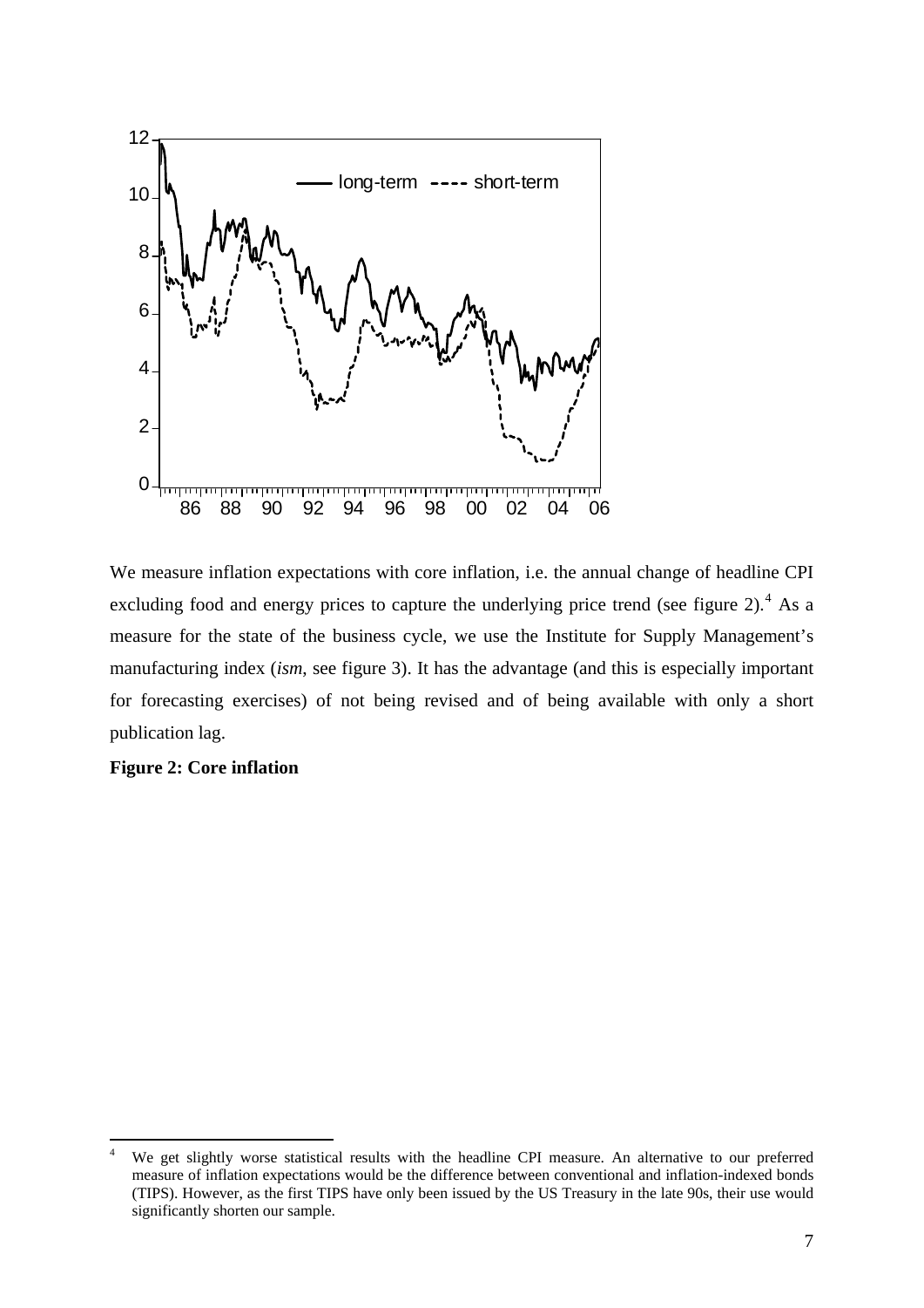We measure inflation expectations with core inflation, i.e. the annual change of headline CPI excluding food and energy prices to capture the underlying price trend (see figure 2).[4] As a measure for the state of the business cycle, we use the Institute for Supply Management's manufacturing index (*ism*, see figure 3). It has the advantage (and this is especially important for forecasting exercises) of not being revised and of being available with only a short publication lag.

**Figure 2: Core inflation**

---

[4] We get slightly worse statistical results with the headline CPI measure. An alternative to our preferred measure of inflation expectations would be the difference between conventional and inflation-indexed bonds (TIPS). However, as the first TIPS have only been issued by the US Treasury in the late 90s, their use would significantly shorten our sample.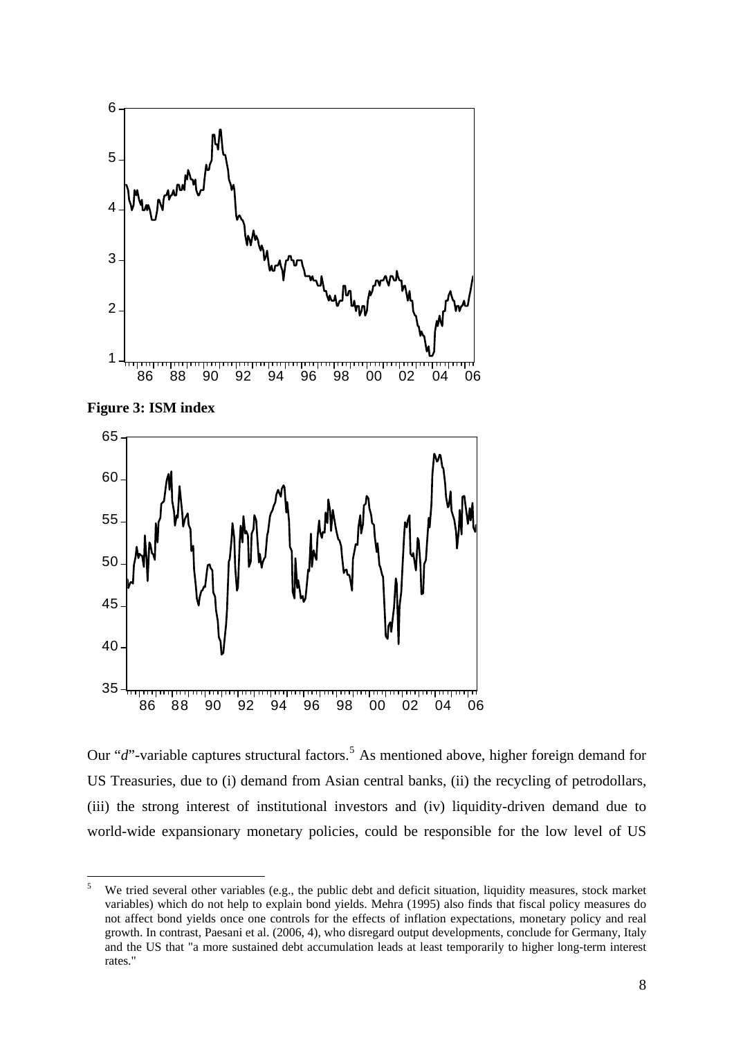**Figure 3: ISM index**

Our "*d*"-variable captures structural factors.[5] As mentioned above, higher foreign demand for US Treasuries, due to (i) demand from Asian central banks, (ii) the recycling of petrodollars, (iii) the strong interest of institutional investors and (iv) liquidity-driven demand due to world-wide expansionary monetary policies, could be responsible for the low level of US

---

[5] We tried several other variables (e.g., the public debt and deficit situation, liquidity measures, stock market variables) which do not help to explain bond yields. Mehra (1995) also finds that fiscal policy measures do not affect bond yields once one controls for the effects of inflation expectations, monetary policy and real growth. In contrast, Paesani et al. (2006, 4), who disregard output developments, conclude for Germany, Italy and the US that "a more sustained debt accumulation leads at least temporarily to higher long-term interest rates."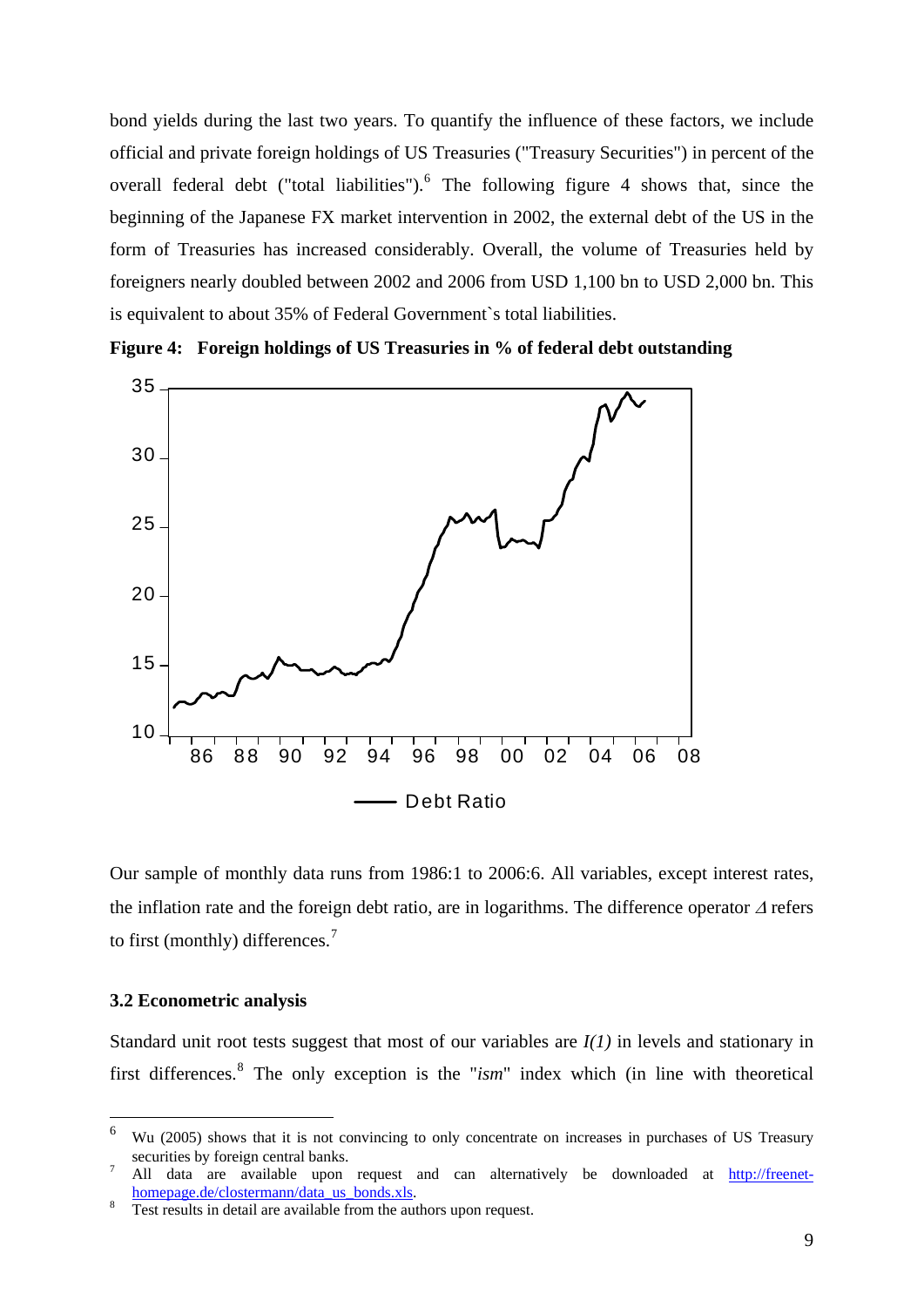bond yields during the last two years. To quantify the influence of these factors, we include official and private foreign holdings of US Treasuries ("Treasury Securities") in percent of the overall federal debt ("total liabilities").[6] The following figure 4 shows that, since the beginning of the Japanese FX market intervention in 2002, the external debt of the US in the form of Treasuries has increased considerably. Overall, the volume of Treasuries held by foreigners nearly doubled between 2002 and 2006 from USD 1,100 bn to USD 2,000 bn. This is equivalent to about 35% of Federal Government`s total liabilities.

**Figure 4: Foreign holdings of US Treasuries in % of federal debt outstanding**

Our sample of monthly data runs from 1986:1 to 2006:6. All variables, except interest rates, the inflation rate and the foreign debt ratio, are in logarithms. The difference operator $\Delta$ refers to first (monthly) differences.[7]

### 3.2 Econometric analysis

Standard unit root tests suggest that most of our variables are *I(1)* in levels and stationary in first differences.[8] The only exception is the "*ism*" index which (in line with theoretical

---

[6] Wu (2005) shows that it is not convincing to only concentrate on increases in purchases of US Treasury securities by foreign central banks.

[7] All data are available upon request and can alternatively be downloaded at http://freenet-homepage.de/clostermann/data_us_bonds.xls.

[8] Test results in detail are available from the authors upon request.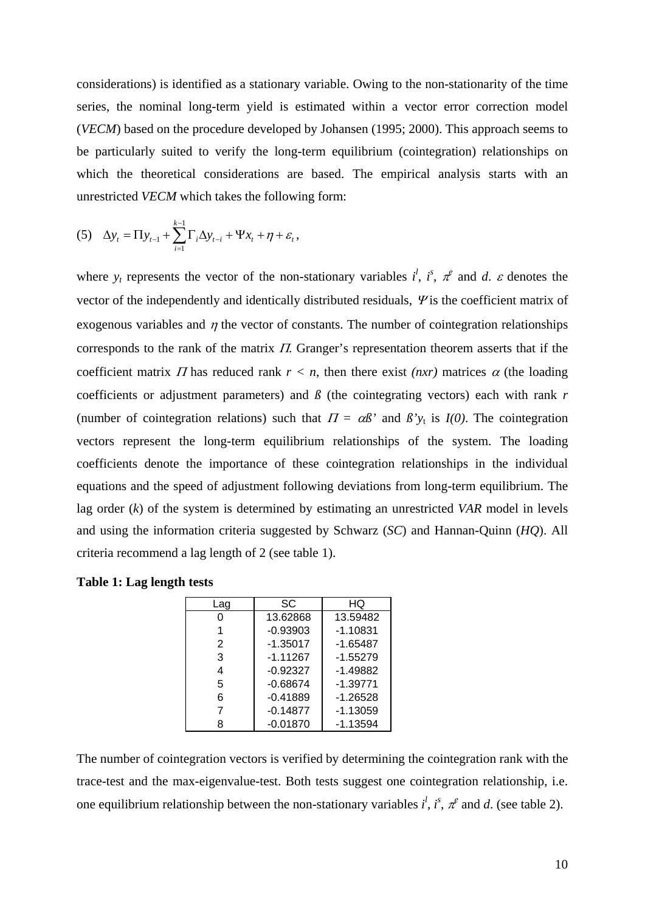considerations) is identified as a stationary variable. Owing to the non-stationarity of the time series, the nominal long-term yield is estimated within a vector error correction model (*VECM*) based on the procedure developed by Johansen (1995; 2000). This approach seems to be particularly suited to verify the long-term equilibrium (cointegration) relationships on which the theoretical considerations are based. The empirical analysis starts with an unrestricted *VECM* which takes the following form:

$$\text{(5)} \quad \Delta y_t = \Pi y_{t-1} + \sum_{i=1}^{k-1} \Gamma_i \Delta y_{t-i} + \Psi x_t + \eta + \varepsilon_t ,$$

where $y_t$ represents the vector of the non-stationary variables $i^l$, $i^s$, $\pi^e$ and $d$. $\varepsilon$ denotes the vector of the independently and identically distributed residuals, $\Psi$ is the coefficient matrix of exogenous variables and $\eta$ the vector of constants. The number of cointegration relationships corresponds to the rank of the matrix $\Pi$. Granger's representation theorem asserts that if the coefficient matrix $\Pi$ has reduced rank $r < n$, then there exist $(nxr)$ matrices $\alpha$ (the loading coefficients or adjustment parameters) and $\beta$ (the cointegrating vectors) each with rank $r$ (number of cointegration relations) such that $\Pi = \alpha\beta'$ and $\beta' y_t$ is $I(0)$. The cointegration vectors represent the long-term equilibrium relationships of the system. The loading coefficients denote the importance of these cointegration relationships in the individual equations and the speed of adjustment following deviations from long-term equilibrium. The lag order ($k$) of the system is determined by estimating an unrestricted *VAR* model in levels and using the information criteria suggested by Schwarz (*SC*) and Hannan-Quinn (*HQ*). All criteria recommend a lag length of 2 (see table 1).

**Table 1: Lag length tests**

| Lag | SC | HQ |
|---|---|---|
| 0 | 13.62868 | 13.59482 |
| 1 | -0.93903 | -1.10831 |
| 2 | -1.35017 | -1.65487 |
| 3 | -1.11267 | -1.55279 |
| 4 | -0.92327 | -1.49882 |
| 5 | -0.68674 | -1.39771 |
| 6 | -0.41889 | -1.26528 |
| 7 | -0.14877 | -1.13059 |
| 8 | -0.01870 | -1.13594 |

The number of cointegration vectors is verified by determining the cointegration rank with the trace-test and the max-eigenvalue-test. Both tests suggest one cointegration relationship, i.e. one equilibrium relationship between the non-stationary variables $i^l$, $i^s$, $\pi^e$ and $d$. (see table 2).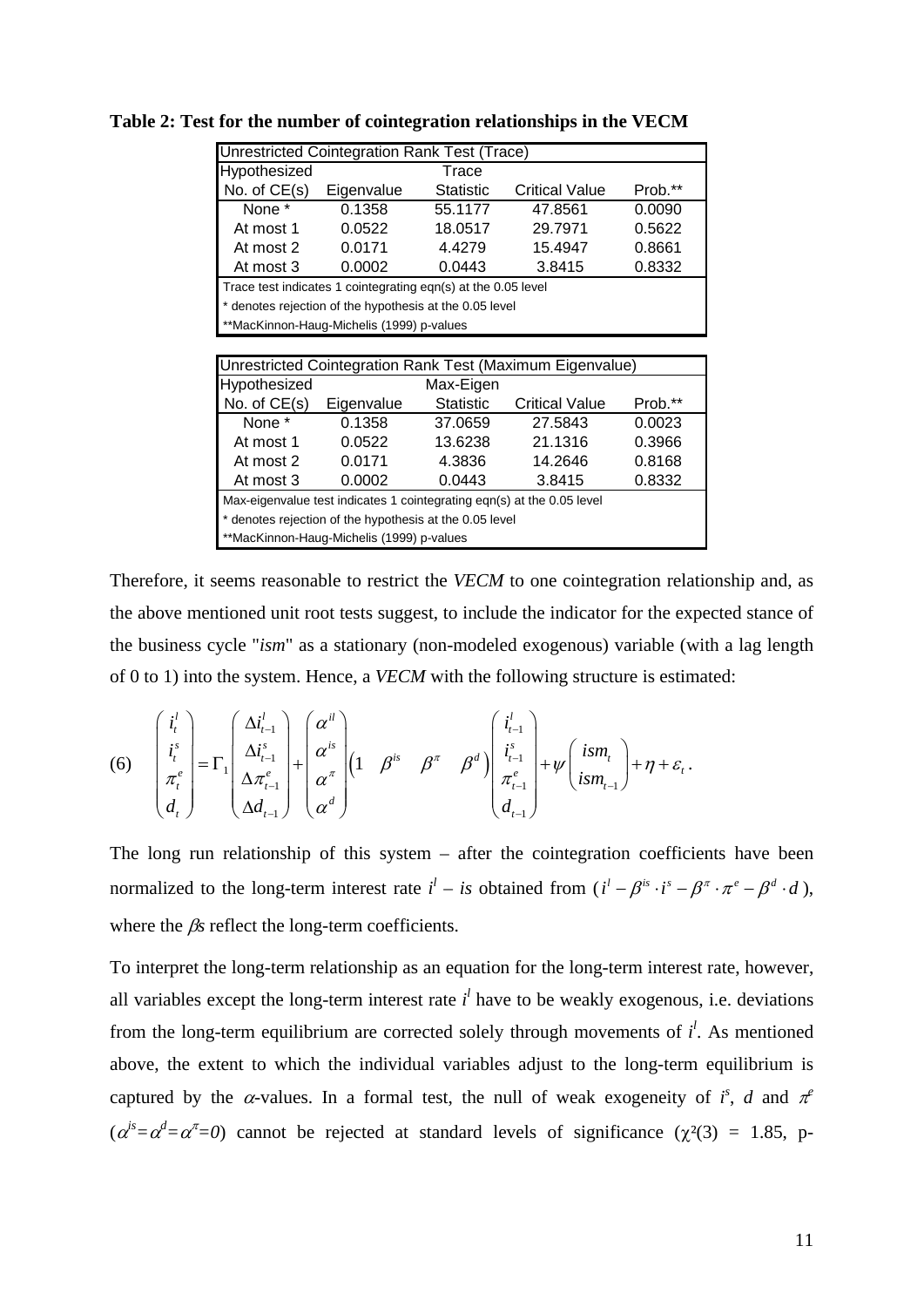**Table 2: Test for the number of cointegration relationships in the VECM**

| Unrestricted Cointegration Rank Test (Trace) | | | | |
|---|---|---|---|---|
| Hypothesized No. of CE(s) | Eigenvalue | Trace Statistic | Critical Value | Prob.** |
| None * | 0.1358 | 55.1177 | 47.8561 | 0.0090 |
| At most 1 | 0.0522 | 18.0517 | 29.7971 | 0.5622 |
| At most 2 | 0.0171 | 4.4279 | 15.4947 | 0.8661 |
| At most 3 | 0.0002 | 0.0443 | 3.8415 | 0.8332 |

Trace test indicates 1 cointegrating eqn(s) at the 0.05 level
* denotes rejection of the hypothesis at the 0.05 level
**MacKinnon-Haug-Michelis (1999) p-values

| Unrestricted Cointegration Rank Test (Maximum Eigenvalue) | | | | |
|---|---|---|---|---|
| Hypothesized No. of CE(s) | Eigenvalue | Max-Eigen Statistic | Critical Value | Prob.** |
| None * | 0.1358 | 37.0659 | 27.5843 | 0.0023 |
| At most 1 | 0.0522 | 13.6238 | 21.1316 | 0.3966 |
| At most 2 | 0.0171 | 4.3836 | 14.2646 | 0.8168 |
| At most 3 | 0.0002 | 0.0443 | 3.8415 | 0.8332 |

Max-eigenvalue test indicates 1 cointegrating eqn(s) at the 0.05 level
* denotes rejection of the hypothesis at the 0.05 level
**MacKinnon-Haug-Michelis (1999) p-values

Therefore, it seems reasonable to restrict the *VECM* to one cointegration relationship and, as the above mentioned unit root tests suggest, to include the indicator for the expected stance of the business cycle "*ism*" as a stationary (non-modeled exogenous) variable (with a lag length of 0 to 1) into the system. Hence, a *VECM* with the following structure is estimated:

$$(6) \quad \begin{pmatrix} i_t^l \\ i_t^s \\ \pi_t^e \\ d_t \end{pmatrix} = \Gamma_1 \begin{pmatrix} \Delta i_{t-1}^l \\ \Delta i_{t-1}^s \\ \Delta \pi_{t-1}^e \\ \Delta d_{t-1} \end{pmatrix} + \begin{pmatrix} \alpha^{il} \\ \alpha^{is} \\ \alpha^{\pi} \\ \alpha^{d} \end{pmatrix} \begin{pmatrix} 1 & \beta^{is} & \beta^{\pi} & \beta^{d} \end{pmatrix} \begin{pmatrix} i_{t-1}^l \\ i_{t-1}^s \\ \pi_{t-1}^e \\ d_{t-1} \end{pmatrix} + \psi \begin{pmatrix} ism_t \\ ism_{t-1} \end{pmatrix} + \eta + \varepsilon_t .$$

The long run relationship of this system – after the cointegration coefficients have been normalized to the long-term interest rate $i^l$ – is obtained from ($i^l - \beta^{is} \cdot i^s - \beta^{\pi} \cdot \pi^e - \beta^d \cdot d$), where the $\beta$s reflect the long-term coefficients.

To interpret the long-term relationship as an equation for the long-term interest rate, however, all variables except the long-term interest rate $i^l$ have to be weakly exogenous, i.e. deviations from the long-term equilibrium are corrected solely through movements of $i^l$. As mentioned above, the extent to which the individual variables adjust to the long-term equilibrium is captured by the $\alpha$-values. In a formal test, the null of weak exogeneity of $i^s$, $d$ and $\pi^e$ ($\alpha^{is}=\alpha^d=\alpha^{\pi}=0$) cannot be rejected at standard levels of significance ($\chi^2(3)$ = 1.85, p-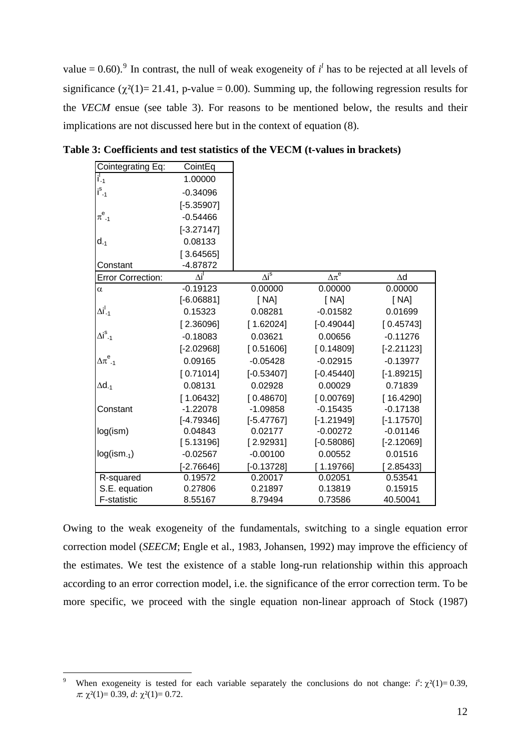value = 0.60).[9] In contrast, the null of weak exogeneity of $i^l$ has to be rejected at all levels of significance ($\chi^2(1)$= 21.41, p-value = 0.00). Summing up, the following regression results for the *VECM* ensue (see table 3). For reasons to be mentioned below, the results and their implications are not discussed here but in the context of equation (8).

**Table 3: Coefficients and test statistics of the VECM (t-values in brackets)**

| Cointegrating Eq: | CointEq | | | |
|---|---|---|---|---|
| $i^l_{-1}$ | 1.00000 | | | |
| $i^s_{-1}$ | -0.34096 | | | |
| | [-5.35907] | | | |
| $\pi^e_{-1}$ | -0.54466 | | | |
| | [-3.27147] | | | |
| $d_{-1}$ | 0.08133 | | | |
| | [ 3.64565] | | | |
| Constant | -4.87872 | | | |
| **Error Correction:** | $\Delta i^l$ | $\Delta i^s$ | $\Delta \pi^e$ | $\Delta d$ |
| $\alpha$ | -0.19123 | 0.00000 | 0.00000 | 0.00000 |
| | [-6.06881] | [ NA] | [ NA] | [ NA] |
| $\Delta i^l_{-1}$ | 0.15323 | 0.08281 | -0.01582 | 0.01699 |
| | [ 2.36096] | [ 1.62024] | [-0.49044] | [ 0.45743] |
| $\Delta i^s_{-1}$ | -0.18083 | 0.03621 | 0.00656 | -0.11276 |
| | [-2.02968] | [ 0.51606] | [ 0.14809] | [-2.21123] |
| $\Delta \pi^e_{-1}$ | 0.09165 | -0.05428 | -0.02915 | -0.13977 |
| | [ 0.71014] | [-0.53407] | [-0.45440] | [-1.89215] |
| $\Delta d_{-1}$ | 0.08131 | 0.02928 | 0.00029 | 0.71839 |
| | [ 1.06432] | [ 0.48670] | [ 0.00769] | [ 16.4290] |
| Constant | -1.22078 | -1.09858 | -0.15435 | -0.17138 |
| | [-4.79346] | [-5.47767] | [-1.21949] | [-1.17570] |
| log(ism) | 0.04843 | 0.02177 | -0.00272 | -0.01146 |
| | [ 5.13196] | [ 2.92931] | [-0.58086] | [-2.12069] |
| log($ism_{-1}$) | -0.02567 | -0.00100 | 0.00552 | 0.01516 |
| | [-2.76646] | [-0.13728] | [ 1.19766] | [ 2.85433] |
| R-squared | 0.19572 | 0.20017 | 0.02051 | 0.53541 |
| S.E. equation | 0.27806 | 0.21897 | 0.13819 | 0.15915 |
| F-statistic | 8.55167 | 8.79494 | 0.73586 | 40.50041 |

Owing to the weak exogeneity of the fundamentals, switching to a single equation error correction model (*SEECM*; Engle et al., 1983, Johansen, 1992) may improve the efficiency of the estimates. We test the existence of a stable long-run relationship within this approach according to an error correction model, i.e. the significance of the error correction term. To be more specific, we proceed with the single equation non-linear approach of Stock (1987)

[9] When exogeneity is tested for each variable separately the conclusions do not change: $i^s$: $\chi^2(1)$= 0.39, $\pi$: $\chi^2(1)$= 0.39, $d$: $\chi^2(1)$= 0.72.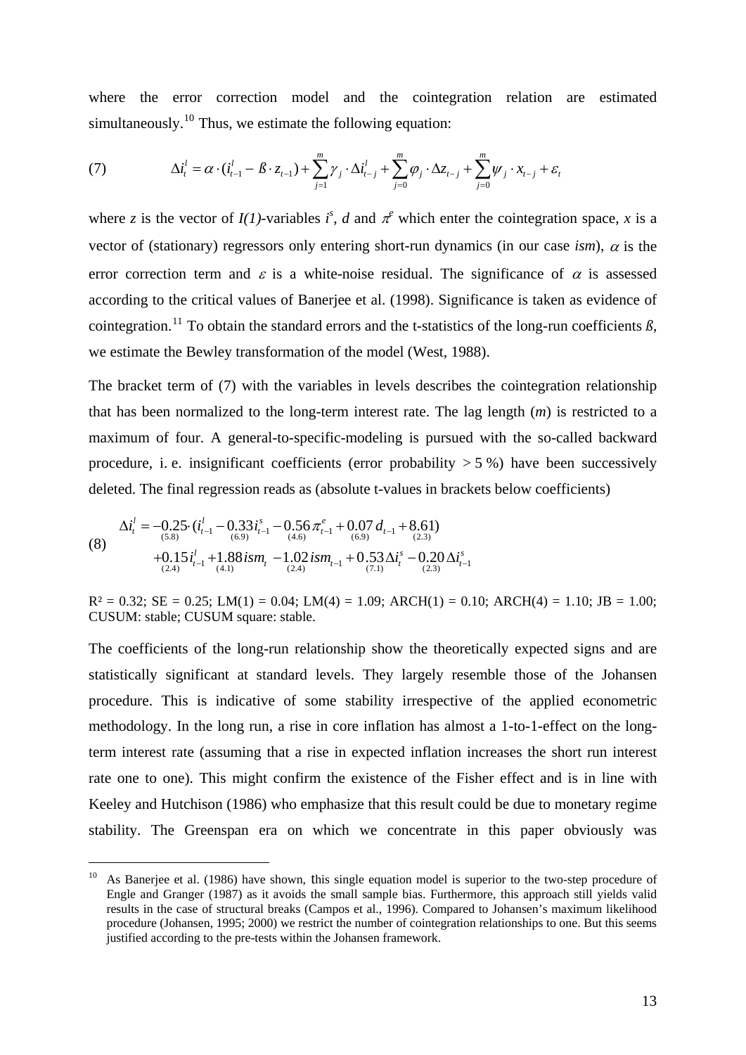where the error correction model and the cointegration relation are estimated simultaneously.[10] Thus, we estimate the following equation:

$$\text{(7)} \qquad \Delta i_t^l = \alpha \cdot (i_{t-1}^l - ß \cdot z_{t-1}) + \sum_{j=1}^{m} \gamma_j \cdot \Delta i_{t-j}^l + \sum_{j=0}^{m} \varphi_j \cdot \Delta z_{t-j} + \sum_{j=0}^{m} \psi_j \cdot x_{t-j} + \varepsilon_t$$

where $z$ is the vector of $I(1)$-variables $i^s$, $d$ and $\pi^e$ which enter the cointegration space, $x$ is a vector of (stationary) regressors only entering short-run dynamics (in our case *ism*), $\alpha$ is the error correction term and $\varepsilon$ is a white-noise residual. The significance of $\alpha$ is assessed according to the critical values of Banerjee et al. (1998). Significance is taken as evidence of cointegration.[11] To obtain the standard errors and the t-statistics of the long-run coefficients *ß*, we estimate the Bewley transformation of the model (West, 1988).

The bracket term of (7) with the variables in levels describes the cointegration relationship that has been normalized to the long-term interest rate. The lag length ($m$) is restricted to a maximum of four. A general-to-specific-modeling is pursued with the so-called backward procedure, i. e. insignificant coefficients (error probability > 5 %) have been successively deleted. The final regression reads as (absolute t-values in brackets below coefficients)

$$\text{(8)} \qquad \begin{aligned} \Delta i_t^l = & -\underset{(5.8)}{0.25} \cdot (i_{t-1}^l - \underset{(6.9)}{0.33} i_{t-1}^s - \underset{(4.6)}{0.56} \pi_{t-1}^e + \underset{(6.9)}{0.07} d_{t-1} + \underset{(2.3)}{8.61}) \\ & + \underset{(2.4)}{0.15} i_{t-1}^l + \underset{(4.1)}{1.88} ism_t - \underset{(2.4)}{1.02} ism_{t-1} + \underset{(7.1)}{0.53} \Delta i_t^s - \underset{(2.3)}{0.20} \Delta i_{t-1}^s \end{aligned}$$

$R^2 = 0.32$; SE = 0.25; LM(1) = 0.04; LM(4) = 1.09; ARCH(1) = 0.10; ARCH(4) = 1.10; JB = 1.00; CUSUM: stable; CUSUM square: stable.

The coefficients of the long-run relationship show the theoretically expected signs and are statistically significant at standard levels. They largely resemble those of the Johansen procedure. This is indicative of some stability irrespective of the applied econometric methodology. In the long run, a rise in core inflation has almost a 1-to-1-effect on the long-term interest rate (assuming that a rise in expected inflation increases the short run interest rate one to one). This might confirm the existence of the Fisher effect and is in line with Keeley and Hutchison (1986) who emphasize that this result could be due to monetary regime stability. The Greenspan era on which we concentrate in this paper obviously was

[10] As Banerjee et al. (1986) have shown, this single equation model is superior to the two-step procedure of Engle and Granger (1987) as it avoids the small sample bias. Furthermore, this approach still yields valid results in the case of structural breaks (Campos et al., 1996). Compared to Johansen's maximum likelihood procedure (Johansen, 1995; 2000) we restrict the number of cointegration relationships to one. But this seems justified according to the pre-tests within the Johansen framework.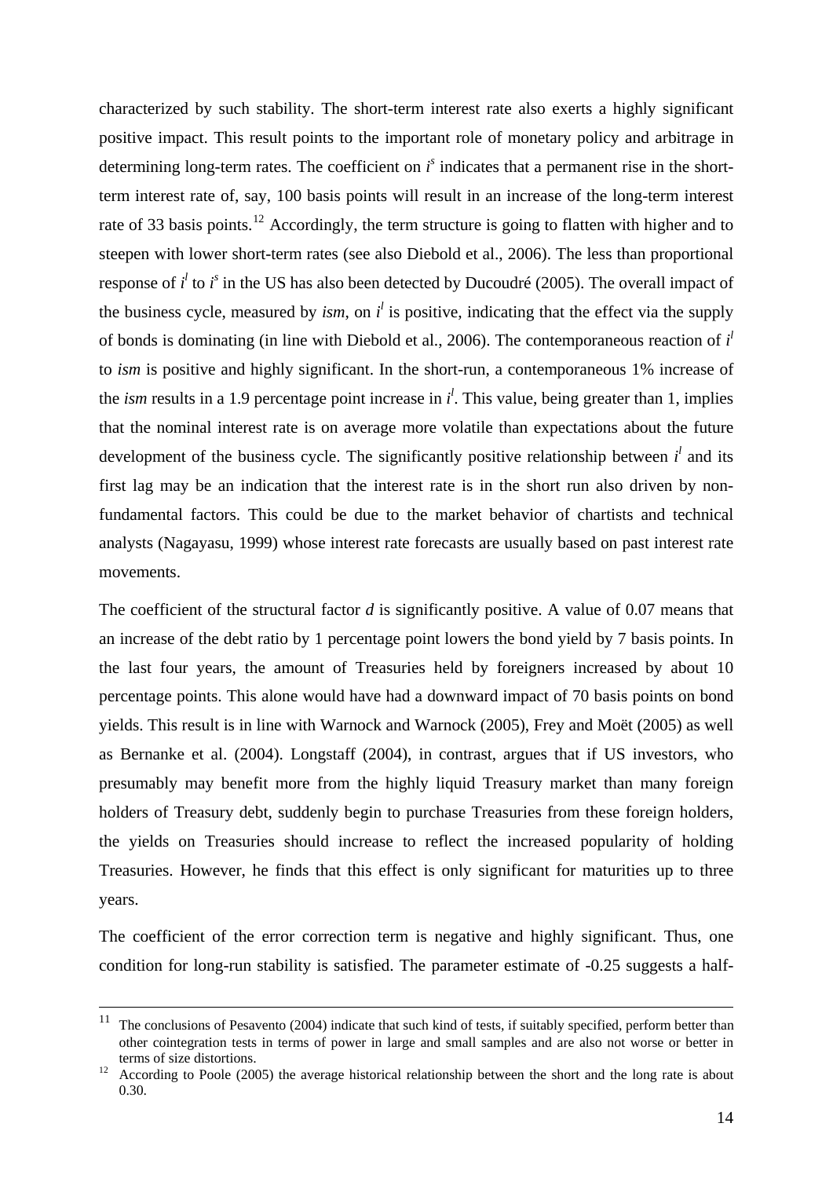characterized by such stability. The short-term interest rate also exerts a highly significant positive impact. This result points to the important role of monetary policy and arbitrage in determining long-term rates. The coefficient on $i^s$ indicates that a permanent rise in the short-term interest rate of, say, 100 basis points will result in an increase of the long-term interest rate of 33 basis points.[12] Accordingly, the term structure is going to flatten with higher and to steepen with lower short-term rates (see also Diebold et al., 2006). The less than proportional response of $i^l$ to $i^s$ in the US has also been detected by Ducoudré (2005). The overall impact of the business cycle, measured by *ism*, on $i^l$ is positive, indicating that the effect via the supply of bonds is dominating (in line with Diebold et al., 2006). The contemporaneous reaction of $i^l$ to *ism* is positive and highly significant. In the short-run, a contemporaneous 1% increase of the *ism* results in a 1.9 percentage point increase in $i^l$. This value, being greater than 1, implies that the nominal interest rate is on average more volatile than expectations about the future development of the business cycle. The significantly positive relationship between $i^l$ and its first lag may be an indication that the interest rate is in the short run also driven by non-fundamental factors. This could be due to the market behavior of chartists and technical analysts (Nagayasu, 1999) whose interest rate forecasts are usually based on past interest rate movements.

The coefficient of the structural factor $d$ is significantly positive. A value of 0.07 means that an increase of the debt ratio by 1 percentage point lowers the bond yield by 7 basis points. In the last four years, the amount of Treasuries held by foreigners increased by about 10 percentage points. This alone would have had a downward impact of 70 basis points on bond yields. This result is in line with Warnock and Warnock (2005), Frey and Moët (2005) as well as Bernanke et al. (2004). Longstaff (2004), in contrast, argues that if US investors, who presumably may benefit more from the highly liquid Treasury market than many foreign holders of Treasury debt, suddenly begin to purchase Treasuries from these foreign holders, the yields on Treasuries should increase to reflect the increased popularity of holding Treasuries. However, he finds that this effect is only significant for maturities up to three years.

The coefficient of the error correction term is negative and highly significant. Thus, one condition for long-run stability is satisfied. The parameter estimate of -0.25 suggests a half-

---

[11] The conclusions of Pesavento (2004) indicate that such kind of tests, if suitably specified, perform better than other cointegration tests in terms of power in large and small samples and are also not worse or better in terms of size distortions.

[12] According to Poole (2005) the average historical relationship between the short and the long rate is about 0.30.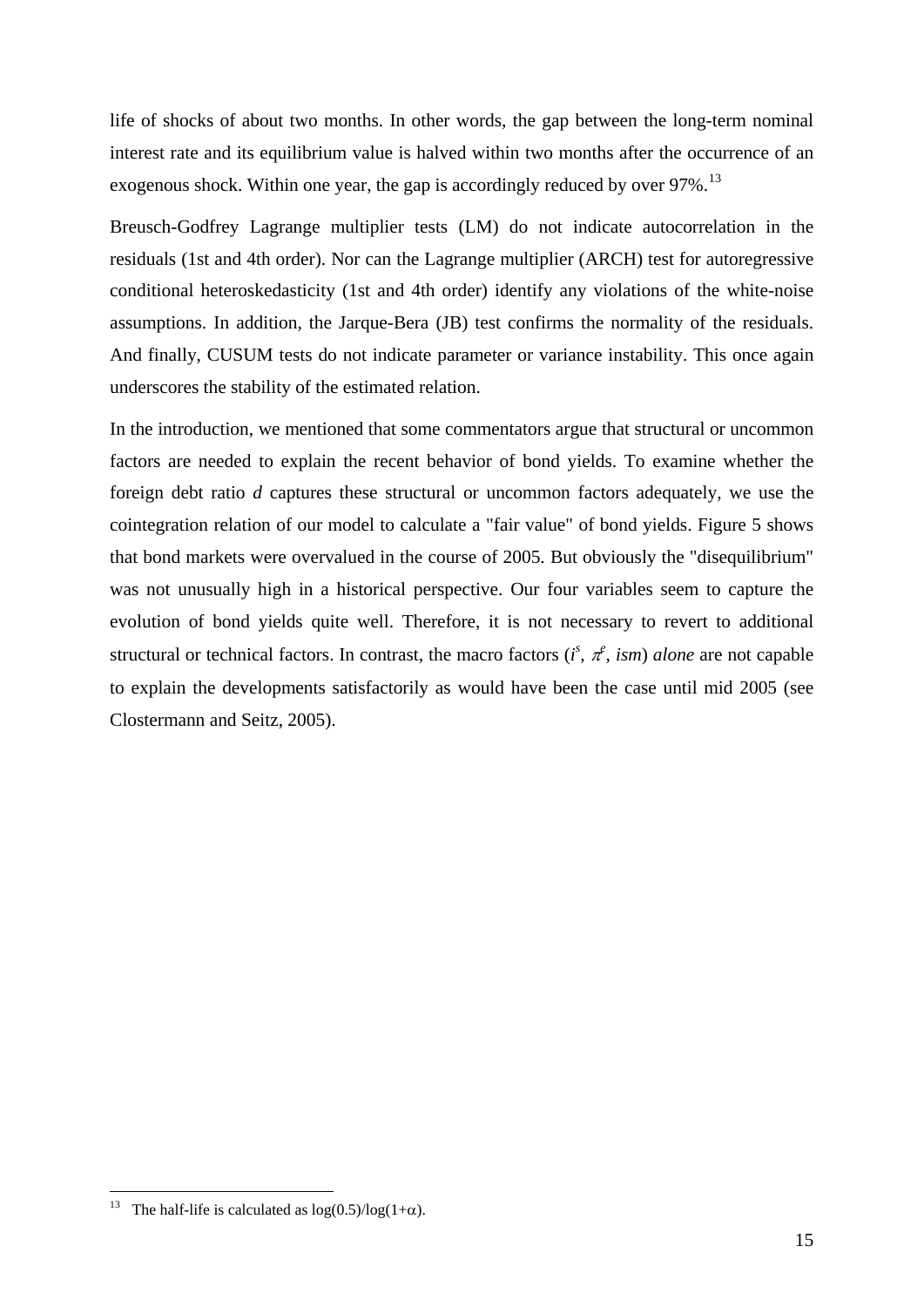life of shocks of about two months. In other words, the gap between the long-term nominal interest rate and its equilibrium value is halved within two months after the occurrence of an exogenous shock. Within one year, the gap is accordingly reduced by over 97%.[13]

Breusch-Godfrey Lagrange multiplier tests (LM) do not indicate autocorrelation in the residuals (1st and 4th order). Nor can the Lagrange multiplier (ARCH) test for autoregressive conditional heteroskedasticity (1st and 4th order) identify any violations of the white-noise assumptions. In addition, the Jarque-Bera (JB) test confirms the normality of the residuals. And finally, CUSUM tests do not indicate parameter or variance instability. This once again underscores the stability of the estimated relation.

In the introduction, we mentioned that some commentators argue that structural or uncommon factors are needed to explain the recent behavior of bond yields. To examine whether the foreign debt ratio $d$ captures these structural or uncommon factors adequately, we use the cointegration relation of our model to calculate a "fair value" of bond yields. Figure 5 shows that bond markets were overvalued in the course of 2005. But obviously the "disequilibrium" was not unusually high in a historical perspective. Our four variables seem to capture the evolution of bond yields quite well. Therefore, it is not necessary to revert to additional structural or technical factors. In contrast, the macro factors ($i^s$, $\pi^e$, $ism$) *alone* are not capable to explain the developments satisfactorily as would have been the case until mid 2005 (see Clostermann and Seitz, 2005).

[13] The half-life is calculated as $\log(0.5)/\log(1+\alpha)$.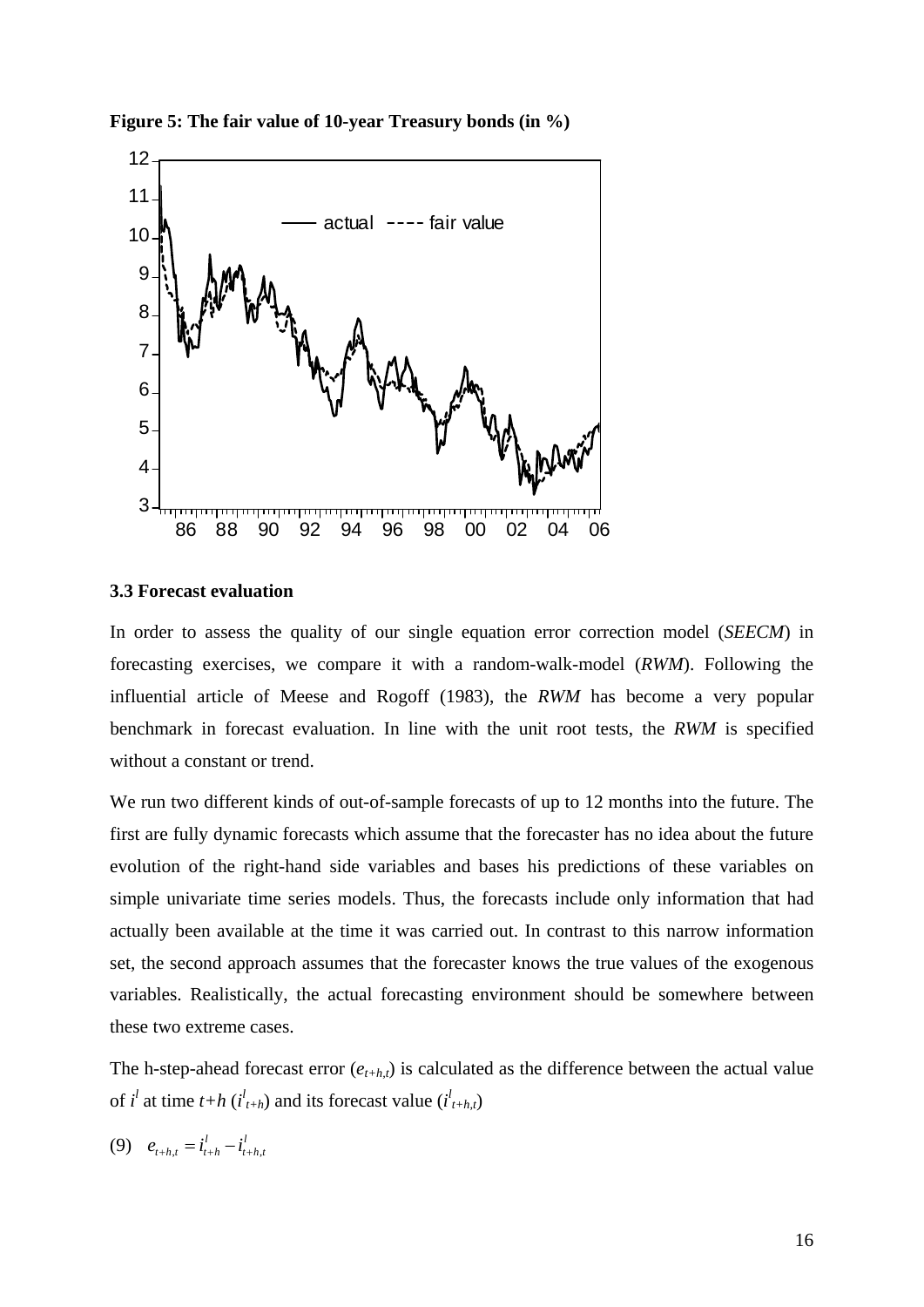**Figure 5: The fair value of 10-year Treasury bonds (in %)**

### 3.3 Forecast evaluation

In order to assess the quality of our single equation error correction model (*SEECM*) in forecasting exercises, we compare it with a random-walk-model (*RWM*). Following the influential article of Meese and Rogoff (1983), the *RWM* has become a very popular benchmark in forecast evaluation. In line with the unit root tests, the *RWM* is specified without a constant or trend.

We run two different kinds of out-of-sample forecasts of up to 12 months into the future. The first are fully dynamic forecasts which assume that the forecaster has no idea about the future evolution of the right-hand side variables and bases his predictions of these variables on simple univariate time series models. Thus, the forecasts include only information that had actually been available at the time it was carried out. In contrast to this narrow information set, the second approach assumes that the forecaster knows the true values of the exogenous variables. Realistically, the actual forecasting environment should be somewhere between these two extreme cases.

The h-step-ahead forecast error ($e_{t+h,t}$) is calculated as the difference between the actual value of $i^l$ at time $t+h$ ($i^l_{t+h}$) and its forecast value ($i^l_{t+h,t}$)

$$(9) \quad e_{t+h,t} = i^l_{t+h} - i^l_{t+h,t}$$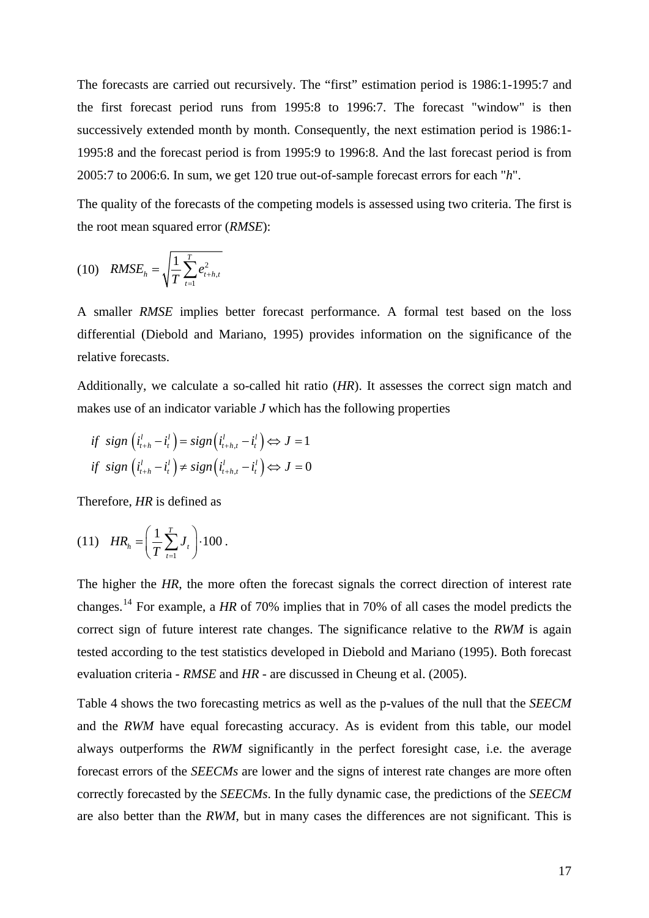The forecasts are carried out recursively. The “first” estimation period is 1986:1-1995:7 and the first forecast period runs from 1995:8 to 1996:7. The forecast "window" is then successively extended month by month. Consequently, the next estimation period is 1986:1-1995:8 and the forecast period is from 1995:9 to 1996:8. And the last forecast period is from 2005:7 to 2006:6. In sum, we get 120 true out-of-sample forecast errors for each "*h*".

The quality of the forecasts of the competing models is assessed using two criteria. The first is the root mean squared error (*RMSE*):

$$(10) \quad RMSE_h = \sqrt{\frac{1}{T}\sum_{t=1}^{T} e_{t+h,t}^2}$$

A smaller *RMSE* implies better forecast performance. A formal test based on the loss differential (Diebold and Mariano, 1995) provides information on the significance of the relative forecasts.

Additionally, we calculate a so-called hit ratio (*HR*). It assesses the correct sign match and makes use of an indicator variable *J* which has the following properties

$$\begin{aligned} &if \;\; sign\left(i_{t+h}^l - i_t^l\right) = sign\left(i_{t+h,t}^l - i_t^l\right) \Leftrightarrow J = 1 \\ &if \;\; sign\left(i_{t+h}^l - i_t^l\right) \neq sign\left(i_{t+h,t}^l - i_t^l\right) \Leftrightarrow J = 0 \end{aligned}$$

Therefore, *HR* is defined as

$$(11) \quad HR_h = \left(\frac{1}{T}\sum_{t=1}^{T} J_t\right) \cdot 100 \, .$$

The higher the *HR*, the more often the forecast signals the correct direction of interest rate changes.[14] For example, a *HR* of 70% implies that in 70% of all cases the model predicts the correct sign of future interest rate changes. The significance relative to the *RWM* is again tested according to the test statistics developed in Diebold and Mariano (1995). Both forecast evaluation criteria - *RMSE* and *HR* - are discussed in Cheung et al. (2005).

Table 4 shows the two forecasting metrics as well as the p-values of the null that the *SEECM* and the *RWM* have equal forecasting accuracy. As is evident from this table, our model always outperforms the *RWM* significantly in the perfect foresight case, i.e. the average forecast errors of the *SEECMs* are lower and the signs of interest rate changes are more often correctly forecasted by the *SEECMs*. In the fully dynamic case, the predictions of the *SEECM* are also better than the *RWM*, but in many cases the differences are not significant. This is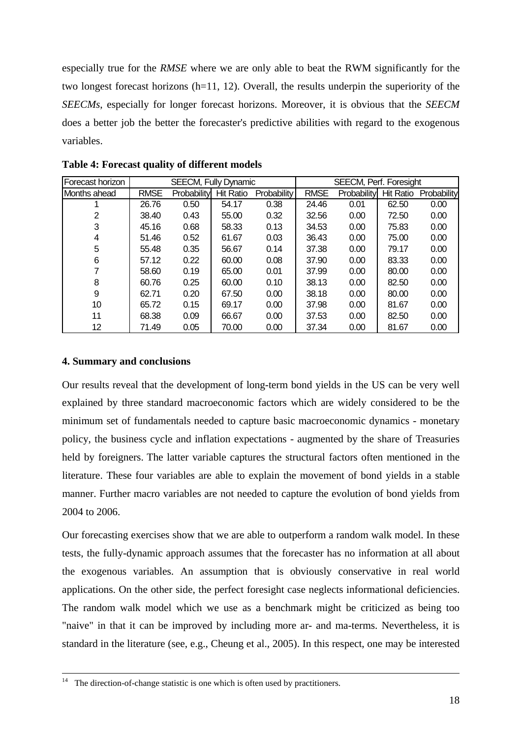especially true for the *RMSE* where we are only able to beat the RWM significantly for the two longest forecast horizons (h=11, 12). Overall, the results underpin the superiority of the *SEECMs*, especially for longer forecast horizons. Moreover, it is obvious that the *SEECM* does a better job the better the forecaster's predictive abilities with regard to the exogenous variables.

**Table 4: Forecast quality of different models**

| Forecast horizon | SEECM, Fully Dynamic | | | | SEECM, Perf. Foresight | | | |
|---|---|---|---|---|---|---|---|---|
| Months ahead | RMSE | Probability | Hit Ratio | Probability | RMSE | Probability | Hit Ratio | Probability |
| 1 | 26.76 | 0.50 | 54.17 | 0.38 | 24.46 | 0.01 | 62.50 | 0.00 |
| 2 | 38.40 | 0.43 | 55.00 | 0.32 | 32.56 | 0.00 | 72.50 | 0.00 |
| 3 | 45.16 | 0.68 | 58.33 | 0.13 | 34.53 | 0.00 | 75.83 | 0.00 |
| 4 | 51.46 | 0.52 | 61.67 | 0.03 | 36.43 | 0.00 | 75.00 | 0.00 |
| 5 | 55.48 | 0.35 | 56.67 | 0.14 | 37.38 | 0.00 | 79.17 | 0.00 |
| 6 | 57.12 | 0.22 | 60.00 | 0.08 | 37.90 | 0.00 | 83.33 | 0.00 |
| 7 | 58.60 | 0.19 | 65.00 | 0.01 | 37.99 | 0.00 | 80.00 | 0.00 |
| 8 | 60.76 | 0.25 | 60.00 | 0.10 | 38.13 | 0.00 | 82.50 | 0.00 |
| 9 | 62.71 | 0.20 | 67.50 | 0.00 | 38.18 | 0.00 | 80.00 | 0.00 |
| 10 | 65.72 | 0.15 | 69.17 | 0.00 | 37.98 | 0.00 | 81.67 | 0.00 |
| 11 | 68.38 | 0.09 | 66.67 | 0.00 | 37.53 | 0.00 | 82.50 | 0.00 |
| 12 | 71.49 | 0.05 | 70.00 | 0.00 | 37.34 | 0.00 | 81.67 | 0.00 |

## 4. Summary and conclusions

Our results reveal that the development of long-term bond yields in the US can be very well explained by three standard macroeconomic factors which are widely considered to be the minimum set of fundamentals needed to capture basic macroeconomic dynamics - monetary policy, the business cycle and inflation expectations - augmented by the share of Treasuries held by foreigners. The latter variable captures the structural factors often mentioned in the literature. These four variables are able to explain the movement of bond yields in a stable manner. Further macro variables are not needed to capture the evolution of bond yields from 2004 to 2006.

Our forecasting exercises show that we are able to outperform a random walk model. In these tests, the fully-dynamic approach assumes that the forecaster has no information at all about the exogenous variables. An assumption that is obviously conservative in real world applications. On the other side, the perfect foresight case neglects informational deficiencies. The random walk model which we use as a benchmark might be criticized as being too "naive" in that it can be improved by including more ar- and ma-terms. Nevertheless, it is standard in the literature (see, e.g., Cheung et al., 2005). In this respect, one may be interested

[14] The direction-of-change statistic is one which is often used by practitioners.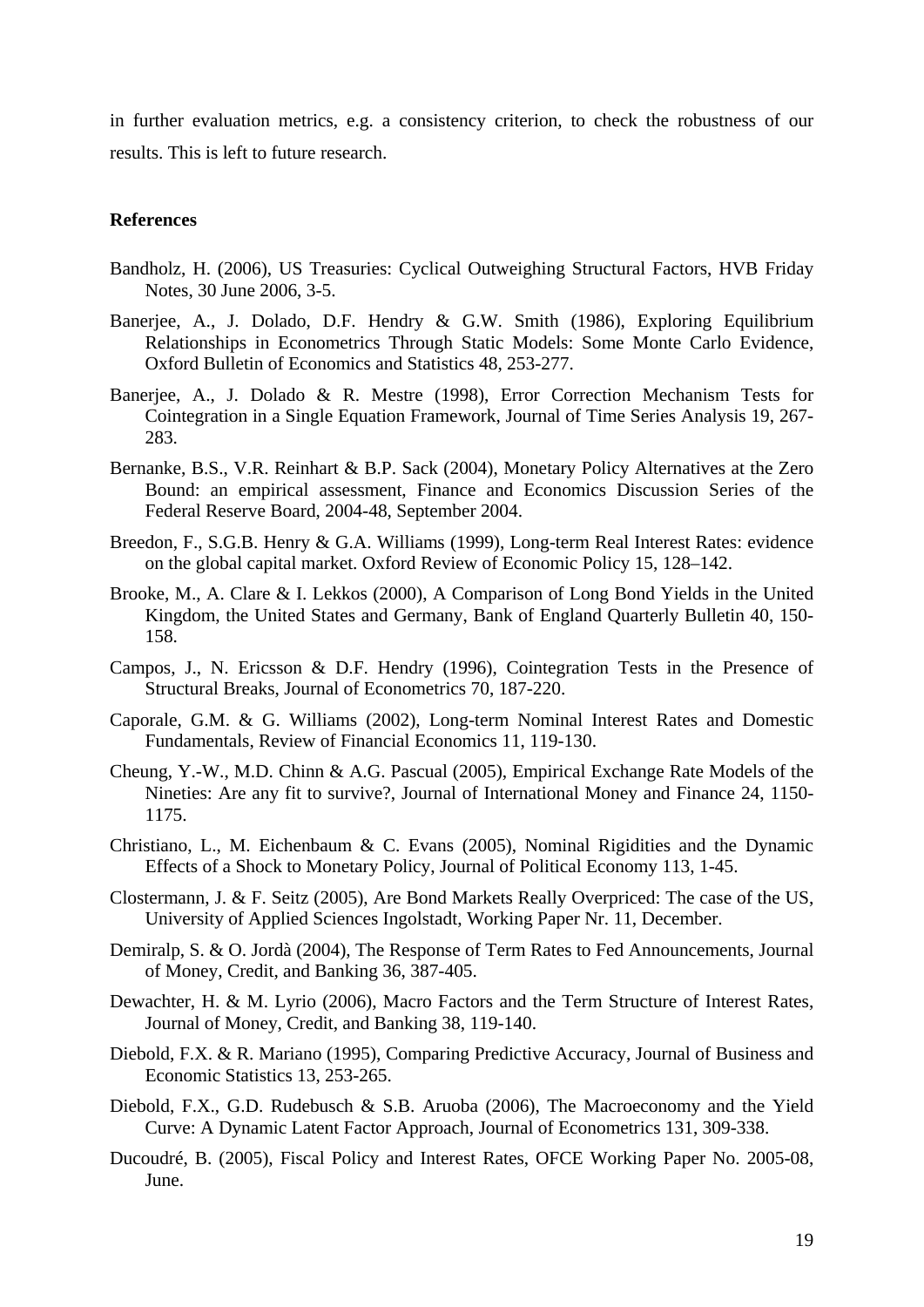in further evaluation metrics, e.g. a consistency criterion, to check the robustness of our results. This is left to future research.

**References**

Bandholz, H. (2006), US Treasuries: Cyclical Outweighing Structural Factors, HVB Friday Notes, 30 June 2006, 3-5.

Banerjee, A., J. Dolado, D.F. Hendry & G.W. Smith (1986), Exploring Equilibrium Relationships in Econometrics Through Static Models: Some Monte Carlo Evidence, Oxford Bulletin of Economics and Statistics 48, 253-277.

Banerjee, A., J. Dolado & R. Mestre (1998), Error Correction Mechanism Tests for Cointegration in a Single Equation Framework, Journal of Time Series Analysis 19, 267-283.

Bernanke, B.S., V.R. Reinhart & B.P. Sack (2004), Monetary Policy Alternatives at the Zero Bound: an empirical assessment, Finance and Economics Discussion Series of the Federal Reserve Board, 2004-48, September 2004.

Breedon, F., S.G.B. Henry & G.A. Williams (1999), Long-term Real Interest Rates: evidence on the global capital market. Oxford Review of Economic Policy 15, 128–142.

Brooke, M., A. Clare & I. Lekkos (2000), A Comparison of Long Bond Yields in the United Kingdom, the United States and Germany, Bank of England Quarterly Bulletin 40, 150-158.

Campos, J., N. Ericsson & D.F. Hendry (1996), Cointegration Tests in the Presence of Structural Breaks, Journal of Econometrics 70, 187-220.

Caporale, G.M. & G. Williams (2002), Long-term Nominal Interest Rates and Domestic Fundamentals, Review of Financial Economics 11, 119-130.

Cheung, Y.-W., M.D. Chinn & A.G. Pascual (2005), Empirical Exchange Rate Models of the Nineties: Are any fit to survive?, Journal of International Money and Finance 24, 1150-1175.

Christiano, L., M. Eichenbaum & C. Evans (2005), Nominal Rigidities and the Dynamic Effects of a Shock to Monetary Policy, Journal of Political Economy 113, 1-45.

Clostermann, J. & F. Seitz (2005), Are Bond Markets Really Overpriced: The case of the US, University of Applied Sciences Ingolstadt, Working Paper Nr. 11, December.

Demiralp, S. & O. Jordà (2004), The Response of Term Rates to Fed Announcements, Journal of Money, Credit, and Banking 36, 387-405.

Dewachter, H. & M. Lyrio (2006), Macro Factors and the Term Structure of Interest Rates, Journal of Money, Credit, and Banking 38, 119-140.

Diebold, F.X. & R. Mariano (1995), Comparing Predictive Accuracy, Journal of Business and Economic Statistics 13, 253-265.

Diebold, F.X., G.D. Rudebusch & S.B. Aruoba (2006), The Macroeconomy and the Yield Curve: A Dynamic Latent Factor Approach, Journal of Econometrics 131, 309-338.

Ducoudré, B. (2005), Fiscal Policy and Interest Rates, OFCE Working Paper No. 2005-08, June.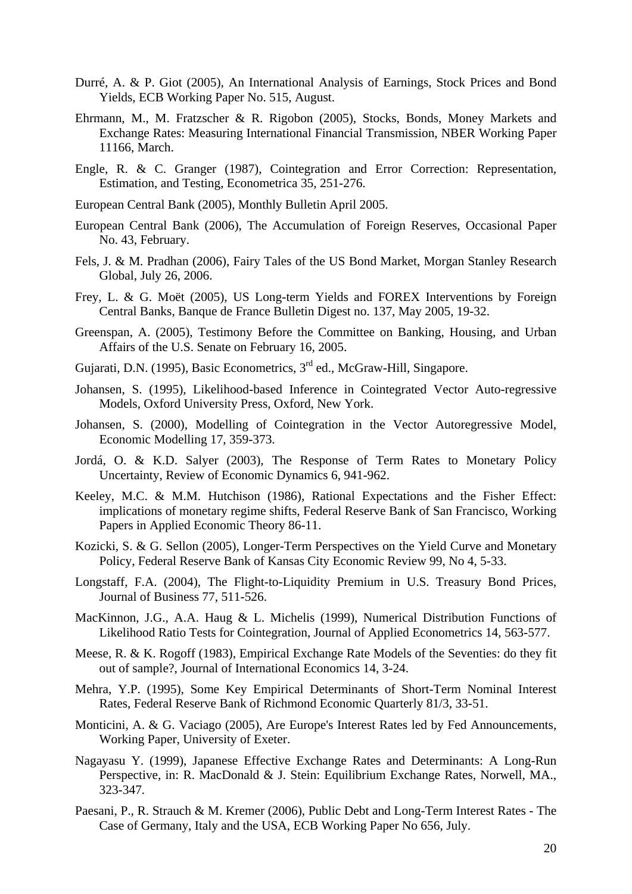Durré, A. & P. Giot (2005), An International Analysis of Earnings, Stock Prices and Bond Yields, ECB Working Paper No. 515, August.

Ehrmann, M., M. Fratzscher & R. Rigobon (2005), Stocks, Bonds, Money Markets and Exchange Rates: Measuring International Financial Transmission, NBER Working Paper 11166, March.

Engle, R. & C. Granger (1987), Cointegration and Error Correction: Representation, Estimation, and Testing, Econometrica 35, 251-276.

European Central Bank (2005), Monthly Bulletin April 2005.

European Central Bank (2006), The Accumulation of Foreign Reserves, Occasional Paper No. 43, February.

Fels, J. & M. Pradhan (2006), Fairy Tales of the US Bond Market, Morgan Stanley Research Global, July 26, 2006.

Frey, L. & G. Moët (2005), US Long-term Yields and FOREX Interventions by Foreign Central Banks, Banque de France Bulletin Digest no. 137, May 2005, 19-32.

Greenspan, A. (2005), Testimony Before the Committee on Banking, Housing, and Urban Affairs of the U.S. Senate on February 16, 2005.

Gujarati, D.N. (1995), Basic Econometrics, 3rd ed., McGraw-Hill, Singapore.

Johansen, S. (1995), Likelihood-based Inference in Cointegrated Vector Auto-regressive Models, Oxford University Press, Oxford, New York.

Johansen, S. (2000), Modelling of Cointegration in the Vector Autoregressive Model, Economic Modelling 17, 359-373.

Jordá, O. & K.D. Salyer (2003), The Response of Term Rates to Monetary Policy Uncertainty, Review of Economic Dynamics 6, 941-962.

Keeley, M.C. & M.M. Hutchison (1986), Rational Expectations and the Fisher Effect: implications of monetary regime shifts, Federal Reserve Bank of San Francisco, Working Papers in Applied Economic Theory 86-11.

Kozicki, S. & G. Sellon (2005), Longer-Term Perspectives on the Yield Curve and Monetary Policy, Federal Reserve Bank of Kansas City Economic Review 99, No 4, 5-33.

Longstaff, F.A. (2004), The Flight-to-Liquidity Premium in U.S. Treasury Bond Prices, Journal of Business 77, 511-526.

MacKinnon, J.G., A.A. Haug & L. Michelis (1999), Numerical Distribution Functions of Likelihood Ratio Tests for Cointegration, Journal of Applied Econometrics 14, 563-577.

Meese, R. & K. Rogoff (1983), Empirical Exchange Rate Models of the Seventies: do they fit out of sample?, Journal of International Economics 14, 3-24.

Mehra, Y.P. (1995), Some Key Empirical Determinants of Short-Term Nominal Interest Rates, Federal Reserve Bank of Richmond Economic Quarterly 81/3, 33-51.

Monticini, A. & G. Vaciago (2005), Are Europe's Interest Rates led by Fed Announcements, Working Paper, University of Exeter.

Nagayasu Y. (1999), Japanese Effective Exchange Rates and Determinants: A Long-Run Perspective, in: R. MacDonald & J. Stein: Equilibrium Exchange Rates, Norwell, MA., 323-347.

Paesani, P., R. Strauch & M. Kremer (2006), Public Debt and Long-Term Interest Rates - The Case of Germany, Italy and the USA, ECB Working Paper No 656, July.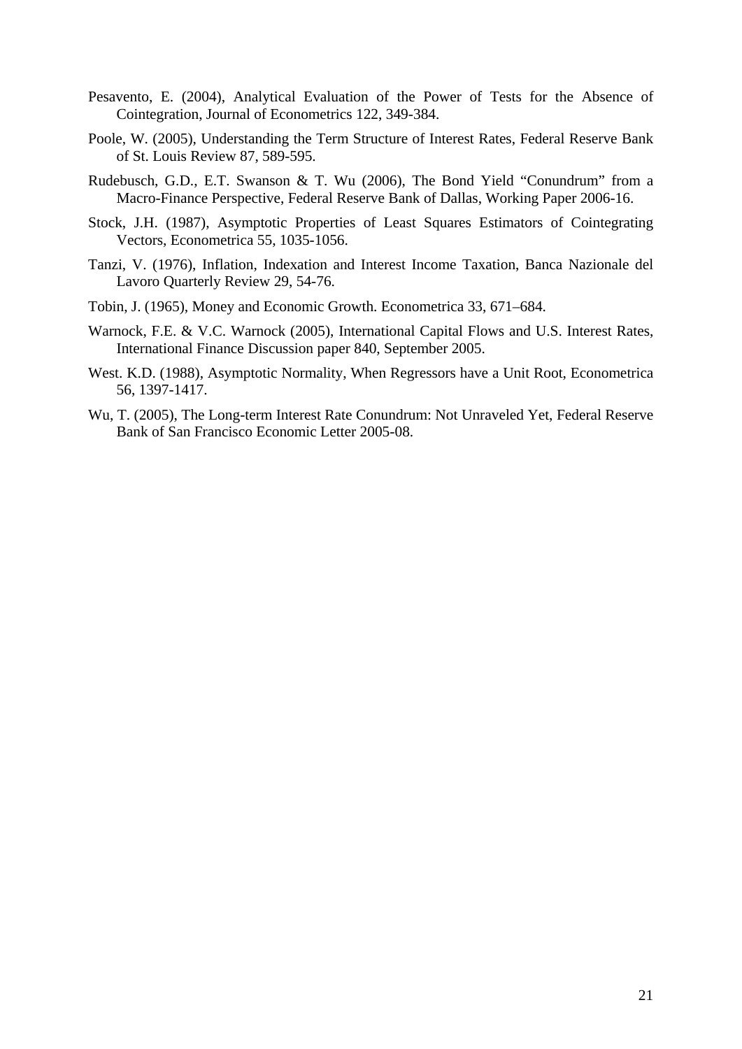Pesavento, E. (2004), Analytical Evaluation of the Power of Tests for the Absence of Cointegration, Journal of Econometrics 122, 349-384.

Poole, W. (2005), Understanding the Term Structure of Interest Rates, Federal Reserve Bank of St. Louis Review 87, 589-595.

Rudebusch, G.D., E.T. Swanson & T. Wu (2006), The Bond Yield "Conundrum" from a Macro-Finance Perspective, Federal Reserve Bank of Dallas, Working Paper 2006-16.

Stock, J.H. (1987), Asymptotic Properties of Least Squares Estimators of Cointegrating Vectors, Econometrica 55, 1035-1056.

Tanzi, V. (1976), Inflation, Indexation and Interest Income Taxation, Banca Nazionale del Lavoro Quarterly Review 29, 54-76.

Tobin, J. (1965), Money and Economic Growth. Econometrica 33, 671–684.

Warnock, F.E. & V.C. Warnock (2005), International Capital Flows and U.S. Interest Rates, International Finance Discussion paper 840, September 2005.

West. K.D. (1988), Asymptotic Normality, When Regressors have a Unit Root, Econometrica 56, 1397-1417.

Wu, T. (2005), The Long-term Interest Rate Conundrum: Not Unraveled Yet, Federal Reserve Bank of San Francisco Economic Letter 2005-08.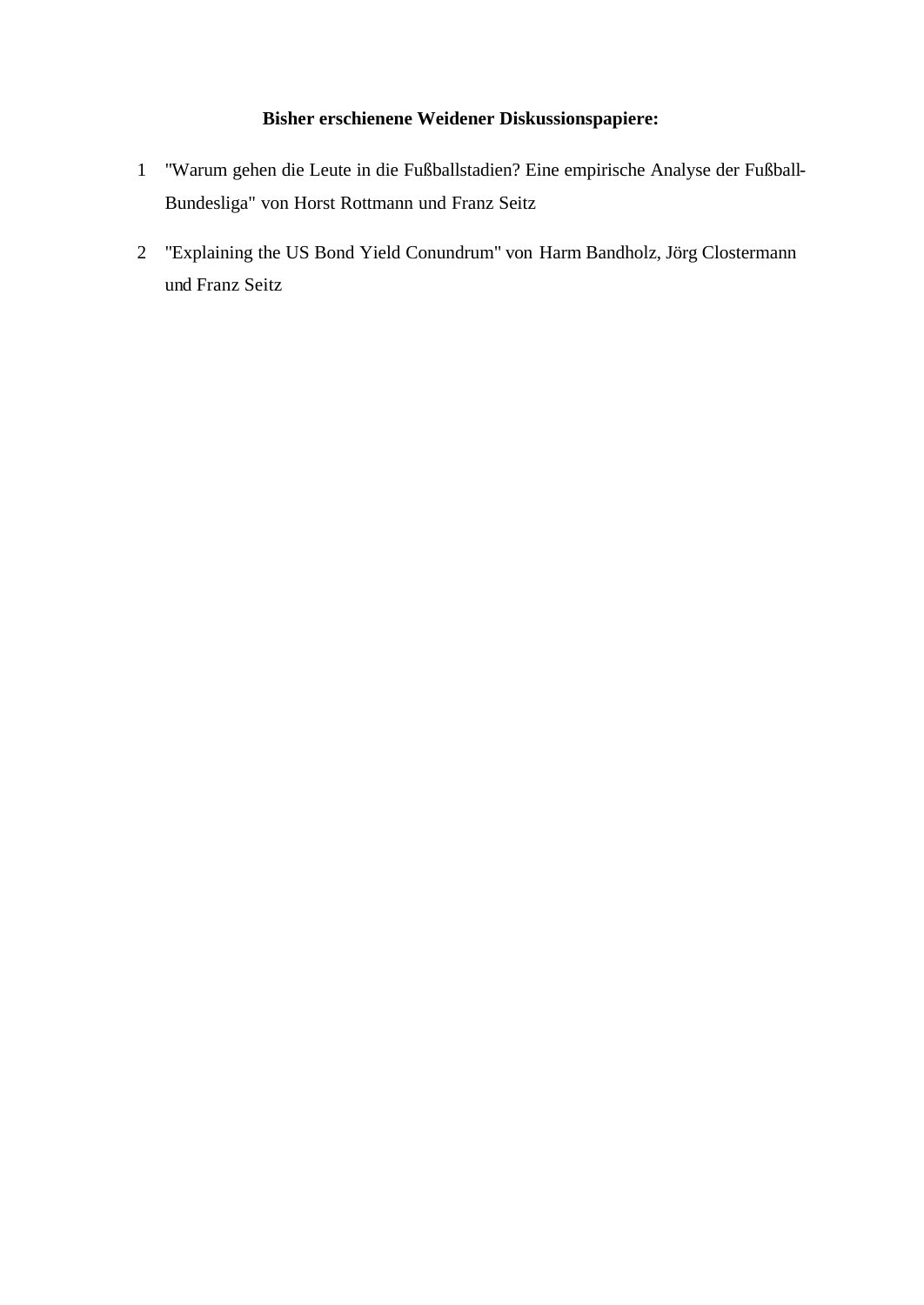**Bisher erschienene Weidener Diskussionspapiere:**

1. "Warum gehen die Leute in die Fußballstadien? Eine empirische Analyse der Fußball-Bundesliga" von Horst Rottmann und Franz Seitz

2. "Explaining the US Bond Yield Conundrum" von Harm Bandholz, Jörg Clostermann und Franz Seitz